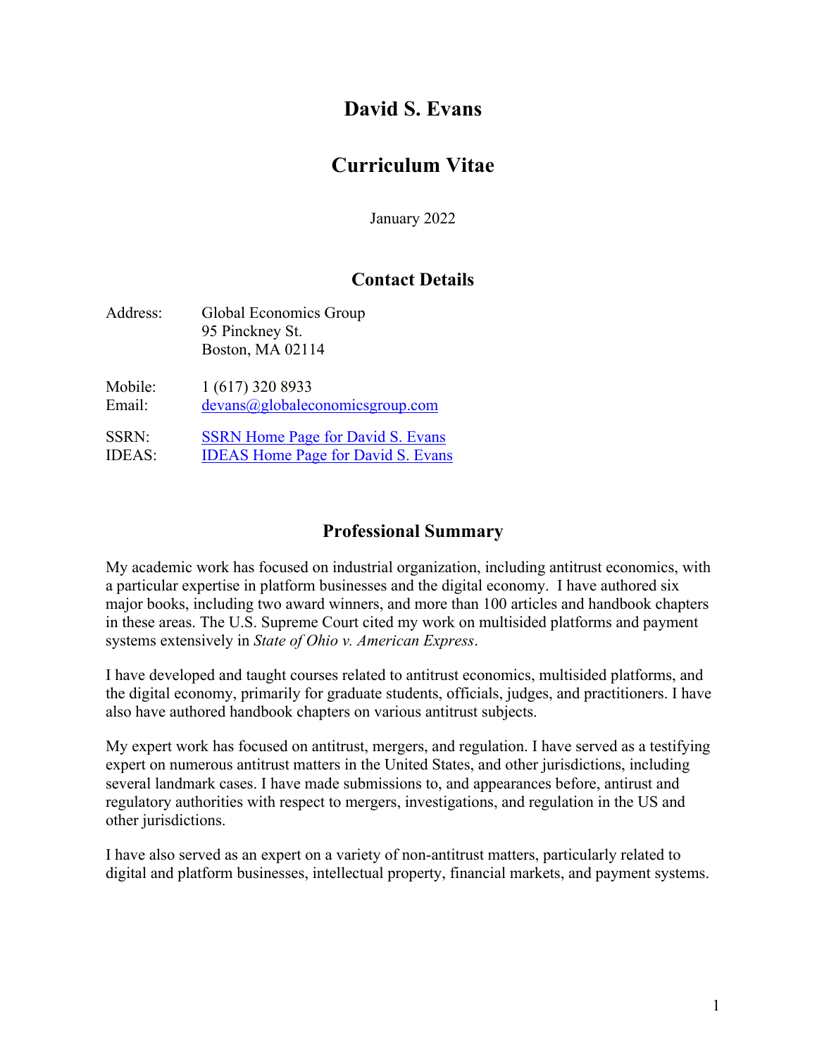# David S. Evans

## Curriculum Vitae

January 2022

## Contact Details

| | |
|---|---|
| Address: | Global Economics Group<br>95 Pinckney St.<br>Boston, MA 02114 |
| Mobile: | 1 (617) 320 8933 |
| Email: | devans@globaleconomicsgroup.com |
| SSRN: | SSRN Home Page for David S. Evans |
| IDEAS: | IDEAS Home Page for David S. Evans |

## Professional Summary

My academic work has focused on industrial organization, including antitrust economics, with a particular expertise in platform businesses and the digital economy. I have authored six major books, including two award winners, and more than 100 articles and handbook chapters in these areas. The U.S. Supreme Court cited my work on multisided platforms and payment systems extensively in *State of Ohio v. American Express*.

I have developed and taught courses related to antitrust economics, multisided platforms, and the digital economy, primarily for graduate students, officials, judges, and practitioners. I have also have authored handbook chapters on various antitrust subjects.

My expert work has focused on antitrust, mergers, and regulation. I have served as a testifying expert on numerous antitrust matters in the United States, and other jurisdictions, including several landmark cases. I have made submissions to, and appearances before, antitrust and regulatory authorities with respect to mergers, investigations, and regulation in the US and other jurisdictions.

I have also served as an expert on a variety of non-antitrust matters, particularly related to digital and platform businesses, intellectual property, financial markets, and payment systems.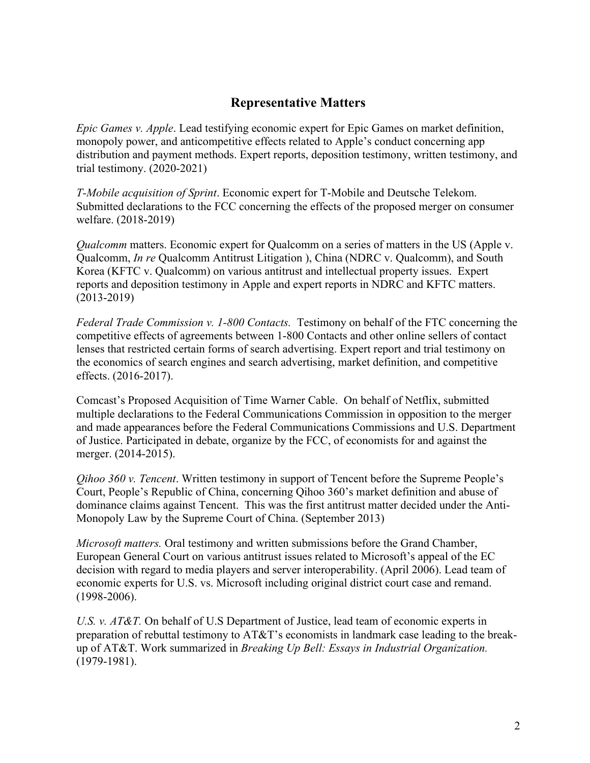## Representative Matters

*Epic Games v. Apple*. Lead testifying economic expert for Epic Games on market definition, monopoly power, and anticompetitive effects related to Apple's conduct concerning app distribution and payment methods. Expert reports, deposition testimony, written testimony, and trial testimony. (2020-2021)

*T-Mobile acquisition of Sprint*. Economic expert for T-Mobile and Deutsche Telekom. Submitted declarations to the FCC concerning the effects of the proposed merger on consumer welfare. (2018-2019)

*Qualcomm* matters. Economic expert for Qualcomm on a series of matters in the US (Apple v. Qualcomm, *In re* Qualcomm Antitrust Litigation ), China (NDRC v. Qualcomm), and South Korea (KFTC v. Qualcomm) on various antitrust and intellectual property issues. Expert reports and deposition testimony in Apple and expert reports in NDRC and KFTC matters. (2013-2019)

*Federal Trade Commission v. 1-800 Contacts.* Testimony on behalf of the FTC concerning the competitive effects of agreements between 1-800 Contacts and other online sellers of contact lenses that restricted certain forms of search advertising. Expert report and trial testimony on the economics of search engines and search advertising, market definition, and competitive effects. (2016-2017).

Comcast's Proposed Acquisition of Time Warner Cable. On behalf of Netflix, submitted multiple declarations to the Federal Communications Commission in opposition to the merger and made appearances before the Federal Communications Commissions and U.S. Department of Justice. Participated in debate, organize by the FCC, of economists for and against the merger. (2014-2015).

*Qihoo 360 v. Tencent*. Written testimony in support of Tencent before the Supreme People's Court, People's Republic of China, concerning Qihoo 360's market definition and abuse of dominance claims against Tencent. This was the first antitrust matter decided under the Anti-Monopoly Law by the Supreme Court of China. (September 2013)

*Microsoft matters.* Oral testimony and written submissions before the Grand Chamber, European General Court on various antitrust issues related to Microsoft's appeal of the EC decision with regard to media players and server interoperability. (April 2006). Lead team of economic experts for U.S. vs. Microsoft including original district court case and remand. (1998-2006).

*U.S. v. AT&T.* On behalf of U.S Department of Justice, lead team of economic experts in preparation of rebuttal testimony to AT&T's economists in landmark case leading to the break-up of AT&T. Work summarized in *Breaking Up Bell: Essays in Industrial Organization.* (1979-1981).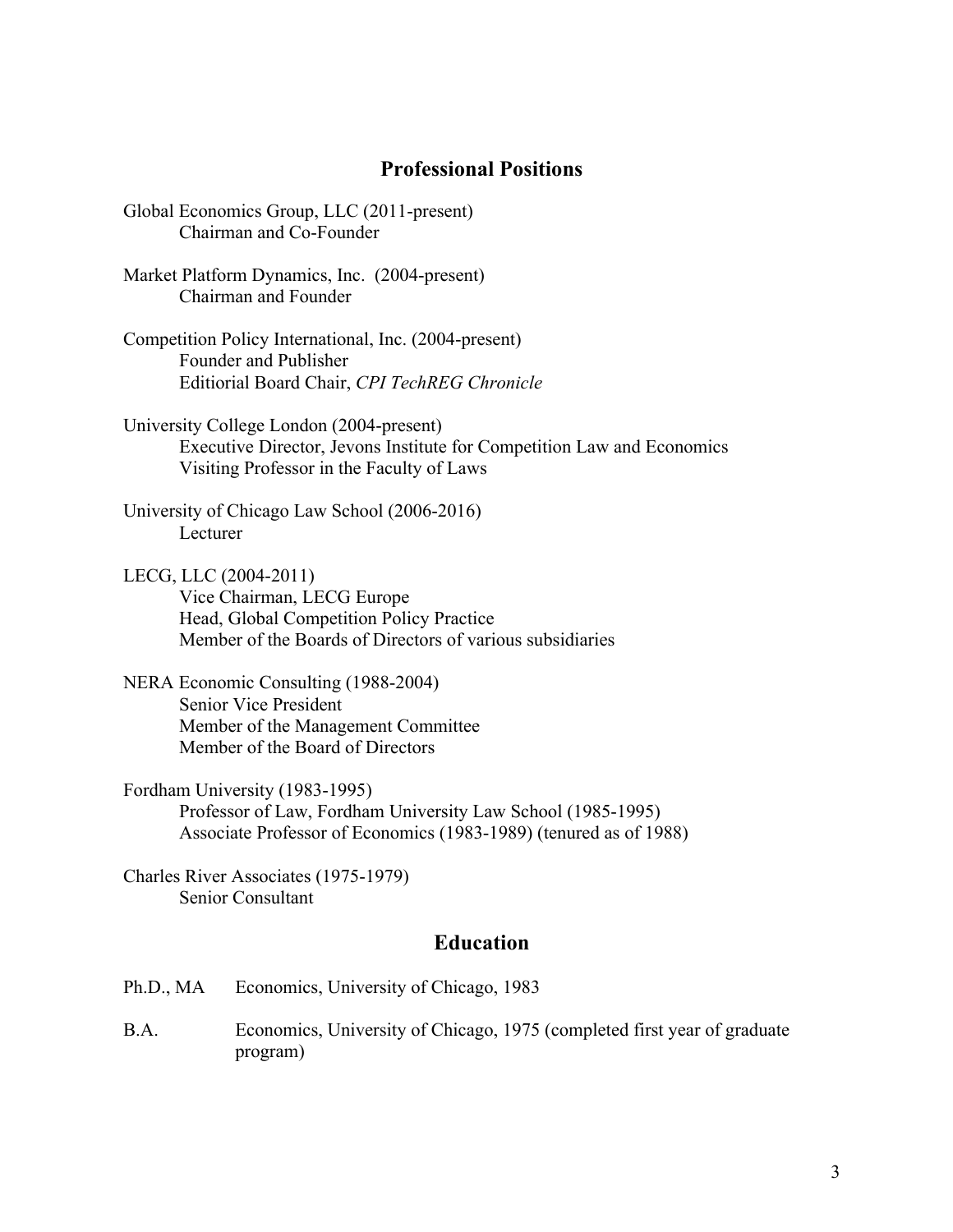## Professional Positions

Global Economics Group, LLC (2011-present)
    Chairman and Co-Founder

Market Platform Dynamics, Inc. (2004-present)
    Chairman and Founder

Competition Policy International, Inc. (2004-present)
    Founder and Publisher
    Editiorial Board Chair, *CPI TechREG Chronicle*

University College London (2004-present)
    Executive Director, Jevons Institute for Competition Law and Economics
    Visiting Professor in the Faculty of Laws

University of Chicago Law School (2006-2016)
    Lecturer

LECG, LLC (2004-2011)
    Vice Chairman, LECG Europe
    Head, Global Competition Policy Practice
    Member of the Boards of Directors of various subsidiaries

NERA Economic Consulting (1988-2004)
    Senior Vice President
    Member of the Management Committee
    Member of the Board of Directors

Fordham University (1983-1995)
    Professor of Law, Fordham University Law School (1985-1995)
    Associate Professor of Economics (1983-1989) (tenured as of 1988)

Charles River Associates (1975-1979)
    Senior Consultant

## Education

Ph.D., MA    Economics, University of Chicago, 1983

B.A.    Economics, University of Chicago, 1975 (completed first year of graduate program)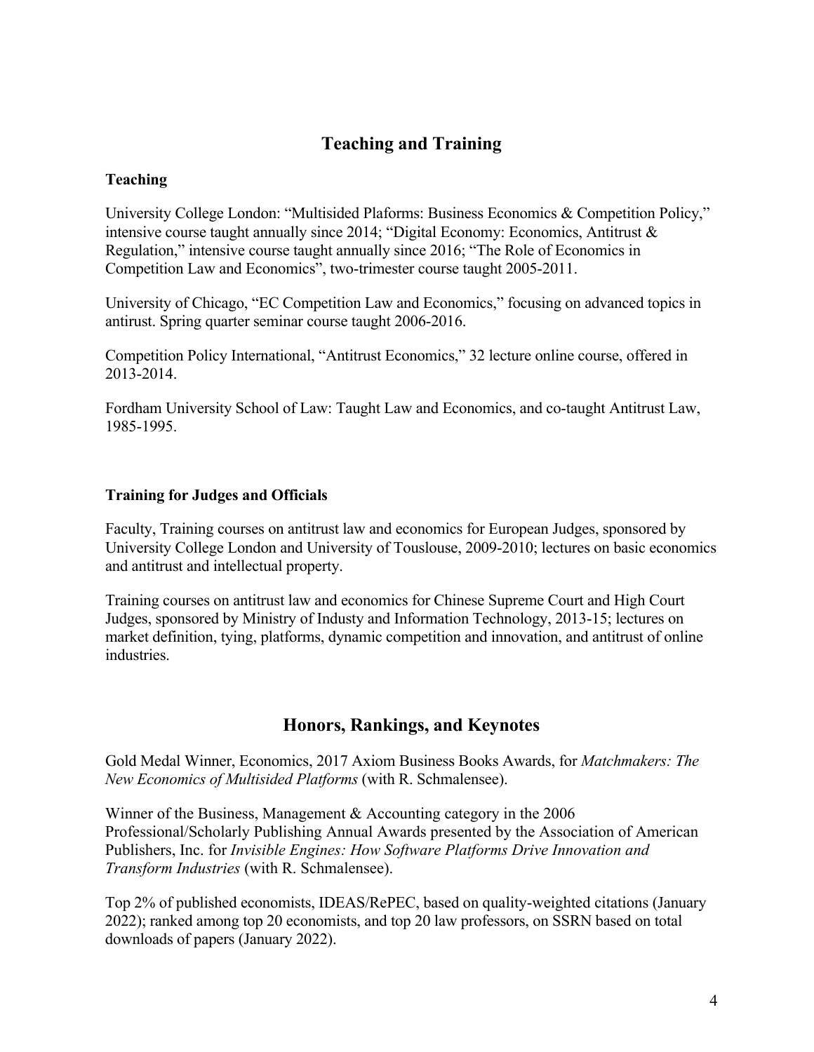## Teaching and Training

### Teaching

University College London: "Multisided Plaforms: Business Economics & Competition Policy," intensive course taught annually since 2014; "Digital Economy: Economics, Antitrust & Regulation," intensive course taught annually since 2016; "The Role of Economics in Competition Law and Economics", two-trimester course taught 2005-2011.

University of Chicago, "EC Competition Law and Economics," focusing on advanced topics in antitrust. Spring quarter seminar course taught 2006-2016.

Competition Policy International, "Antitrust Economics," 32 lecture online course, offered in 2013-2014.

Fordham University School of Law: Taught Law and Economics, and co-taught Antitrust Law, 1985-1995.

### Training for Judges and Officials

Faculty, Training courses on antitrust law and economics for European Judges, sponsored by University College London and University of Touslouse, 2009-2010; lectures on basic economics and antitrust and intellectual property.

Training courses on antitrust law and economics for Chinese Supreme Court and High Court Judges, sponsored by Ministry of Industy and Information Technology, 2013-15; lectures on market definition, tying, platforms, dynamic competition and innovation, and antitrust of online industries.

## Honors, Rankings, and Keynotes

Gold Medal Winner, Economics, 2017 Axiom Business Books Awards, for *Matchmakers: The New Economics of Multisided Platforms* (with R. Schmalensee).

Winner of the Business, Management & Accounting category in the 2006 Professional/Scholarly Publishing Annual Awards presented by the Association of American Publishers, Inc. for *Invisible Engines: How Software Platforms Drive Innovation and Transform Industries* (with R. Schmalensee).

Top 2% of published economists, IDEAS/RePEC, based on quality-weighted citations (January 2022); ranked among top 20 economists, and top 20 law professors, on SSRN based on total downloads of papers (January 2022).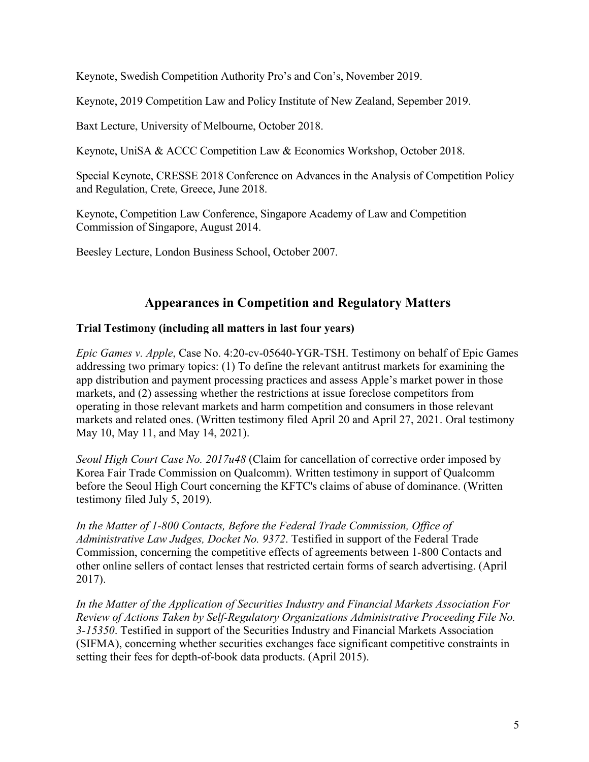Keynote, Swedish Competition Authority Pro's and Con's, November 2019.

Keynote, 2019 Competition Law and Policy Institute of New Zealand, Sepember 2019.

Baxt Lecture, University of Melbourne, October 2018.

Keynote, UniSA & ACCC Competition Law & Economics Workshop, October 2018.

Special Keynote, CRESSE 2018 Conference on Advances in the Analysis of Competition Policy and Regulation, Crete, Greece, June 2018.

Keynote, Competition Law Conference, Singapore Academy of Law and Competition Commission of Singapore, August 2014.

Beesley Lecture, London Business School, October 2007.

## Appearances in Competition and Regulatory Matters

### Trial Testimony (including all matters in last four years)

*Epic Games v. Apple*, Case No. 4:20-cv-05640-YGR-TSH. Testimony on behalf of Epic Games addressing two primary topics: (1) To define the relevant antitrust markets for examining the app distribution and payment processing practices and assess Apple's market power in those markets, and (2) assessing whether the restrictions at issue foreclose competitors from operating in those relevant markets and harm competition and consumers in those relevant markets and related ones. (Written testimony filed April 20 and April 27, 2021. Oral testimony May 10, May 11, and May 14, 2021).

*Seoul High Court Case No. 2017u48* (Claim for cancellation of corrective order imposed by Korea Fair Trade Commission on Qualcomm). Written testimony in support of Qualcomm before the Seoul High Court concerning the KFTC's claims of abuse of dominance. (Written testimony filed July 5, 2019).

*In the Matter of 1-800 Contacts, Before the Federal Trade Commission, Office of Administrative Law Judges, Docket No. 9372*. Testified in support of the Federal Trade Commission, concerning the competitive effects of agreements between 1-800 Contacts and other online sellers of contact lenses that restricted certain forms of search advertising. (April 2017).

*In the Matter of the Application of Securities Industry and Financial Markets Association For Review of Actions Taken by Self-Regulatory Organizations Administrative Proceeding File No. 3-15350*. Testified in support of the Securities Industry and Financial Markets Association (SIFMA), concerning whether securities exchanges face significant competitive constraints in setting their fees for depth-of-book data products. (April 2015).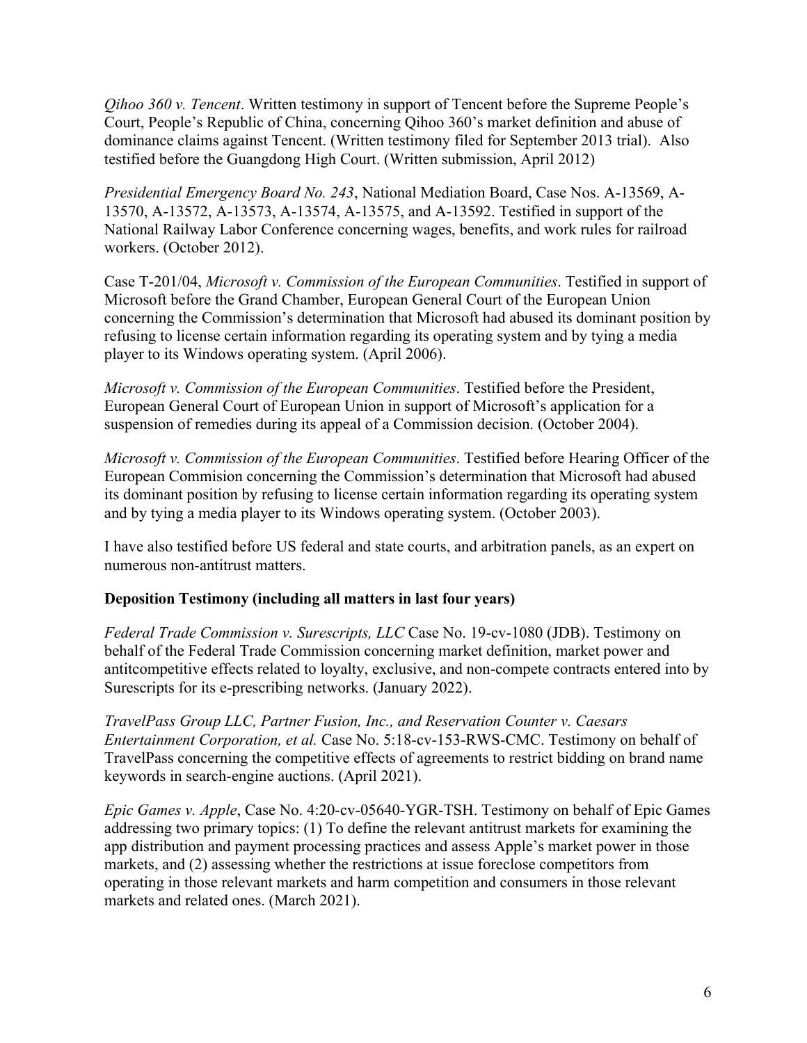*Qihoo 360 v. Tencent*. Written testimony in support of Tencent before the Supreme People's Court, People's Republic of China, concerning Qihoo 360's market definition and abuse of dominance claims against Tencent. (Written testimony filed for September 2013 trial). Also testified before the Guangdong High Court. (Written submission, April 2012)

*Presidential Emergency Board No. 243*, National Mediation Board, Case Nos. A-13569, A-13570, A-13572, A-13573, A-13574, A-13575, and A-13592. Testified in support of the National Railway Labor Conference concerning wages, benefits, and work rules for railroad workers. (October 2012).

Case T-201/04, *Microsoft v. Commission of the European Communities*. Testified in support of Microsoft before the Grand Chamber, European General Court of the European Union concerning the Commission's determination that Microsoft had abused its dominant position by refusing to license certain information regarding its operating system and by tying a media player to its Windows operating system. (April 2006).

*Microsoft v. Commission of the European Communities*. Testified before the President, European General Court of European Union in support of Microsoft's application for a suspension of remedies during its appeal of a Commission decision. (October 2004).

*Microsoft v. Commission of the European Communities*. Testified before Hearing Officer of the European Commision concerning the Commission's determination that Microsoft had abused its dominant position by refusing to license certain information regarding its operating system and by tying a media player to its Windows operating system. (October 2003).

I have also testified before US federal and state courts, and arbitration panels, as an expert on numerous non-antitrust matters.

**Deposition Testimony (including all matters in last four years)**

*Federal Trade Commission v. Surescripts, LLC* Case No. 19-cv-1080 (JDB). Testimony on behalf of the Federal Trade Commission concerning market definition, market power and antitcompetitive effects related to loyalty, exclusive, and non-compete contracts entered into by Surescripts for its e-prescribing networks. (January 2022).

*TravelPass Group LLC, Partner Fusion, Inc., and Reservation Counter v. Caesars Entertainment Corporation, et al.* Case No. 5:18-cv-153-RWS-CMC. Testimony on behalf of TravelPass concerning the competitive effects of agreements to restrict bidding on brand name keywords in search-engine auctions. (April 2021).

*Epic Games v. Apple*, Case No. 4:20-cv-05640-YGR-TSH. Testimony on behalf of Epic Games addressing two primary topics: (1) To define the relevant antitrust markets for examining the app distribution and payment processing practices and assess Apple's market power in those markets, and (2) assessing whether the restrictions at issue foreclose competitors from operating in those relevant markets and harm competition and consumers in those relevant markets and related ones. (March 2021).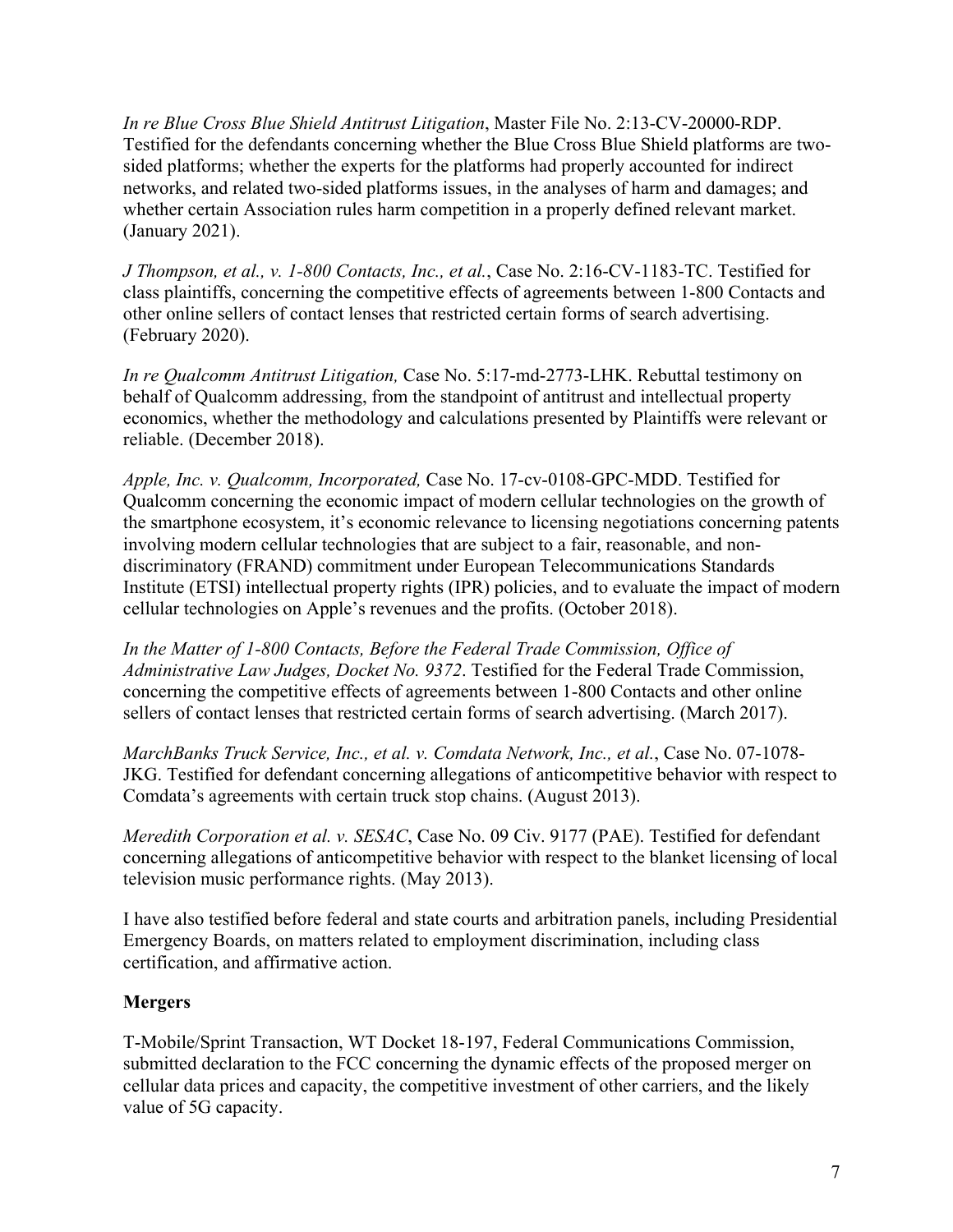*In re Blue Cross Blue Shield Antitrust Litigation*, Master File No. 2:13-CV-20000-RDP. Testified for the defendants concerning whether the Blue Cross Blue Shield platforms are two-sided platforms; whether the experts for the platforms had properly accounted for indirect networks, and related two-sided platforms issues, in the analyses of harm and damages; and whether certain Association rules harm competition in a properly defined relevant market. (January 2021).

*J Thompson, et al., v. 1-800 Contacts, Inc., et al.*, Case No. 2:16-CV-1183-TC. Testified for class plaintiffs, concerning the competitive effects of agreements between 1-800 Contacts and other online sellers of contact lenses that restricted certain forms of search advertising. (February 2020).

*In re Qualcomm Antitrust Litigation,* Case No. 5:17-md-2773-LHK. Rebuttal testimony on behalf of Qualcomm addressing, from the standpoint of antitrust and intellectual property economics, whether the methodology and calculations presented by Plaintiffs were relevant or reliable. (December 2018).

*Apple, Inc. v. Qualcomm, Incorporated,* Case No. 17-cv-0108-GPC-MDD. Testified for Qualcomm concerning the economic impact of modern cellular technologies on the growth of the smartphone ecosystem, it's economic relevance to licensing negotiations concerning patents involving modern cellular technologies that are subject to a fair, reasonable, and non-discriminatory (FRAND) commitment under European Telecommunications Standards Institute (ETSI) intellectual property rights (IPR) policies, and to evaluate the impact of modern cellular technologies on Apple's revenues and the profits. (October 2018).

*In the Matter of 1-800 Contacts, Before the Federal Trade Commission, Office of Administrative Law Judges, Docket No. 9372*. Testified for the Federal Trade Commission, concerning the competitive effects of agreements between 1-800 Contacts and other online sellers of contact lenses that restricted certain forms of search advertising. (March 2017).

*MarchBanks Truck Service, Inc., et al. v. Comdata Network, Inc., et al.*, Case No. 07-1078-JKG. Testified for defendant concerning allegations of anticompetitive behavior with respect to Comdata's agreements with certain truck stop chains. (August 2013).

*Meredith Corporation et al. v. SESAC*, Case No. 09 Civ. 9177 (PAE). Testified for defendant concerning allegations of anticompetitive behavior with respect to the blanket licensing of local television music performance rights. (May 2013).

I have also testified before federal and state courts and arbitration panels, including Presidential Emergency Boards, on matters related to employment discrimination, including class certification, and affirmative action.

**Mergers**

T-Mobile/Sprint Transaction, WT Docket 18-197, Federal Communications Commission, submitted declaration to the FCC concerning the dynamic effects of the proposed merger on cellular data prices and capacity, the competitive investment of other carriers, and the likely value of 5G capacity.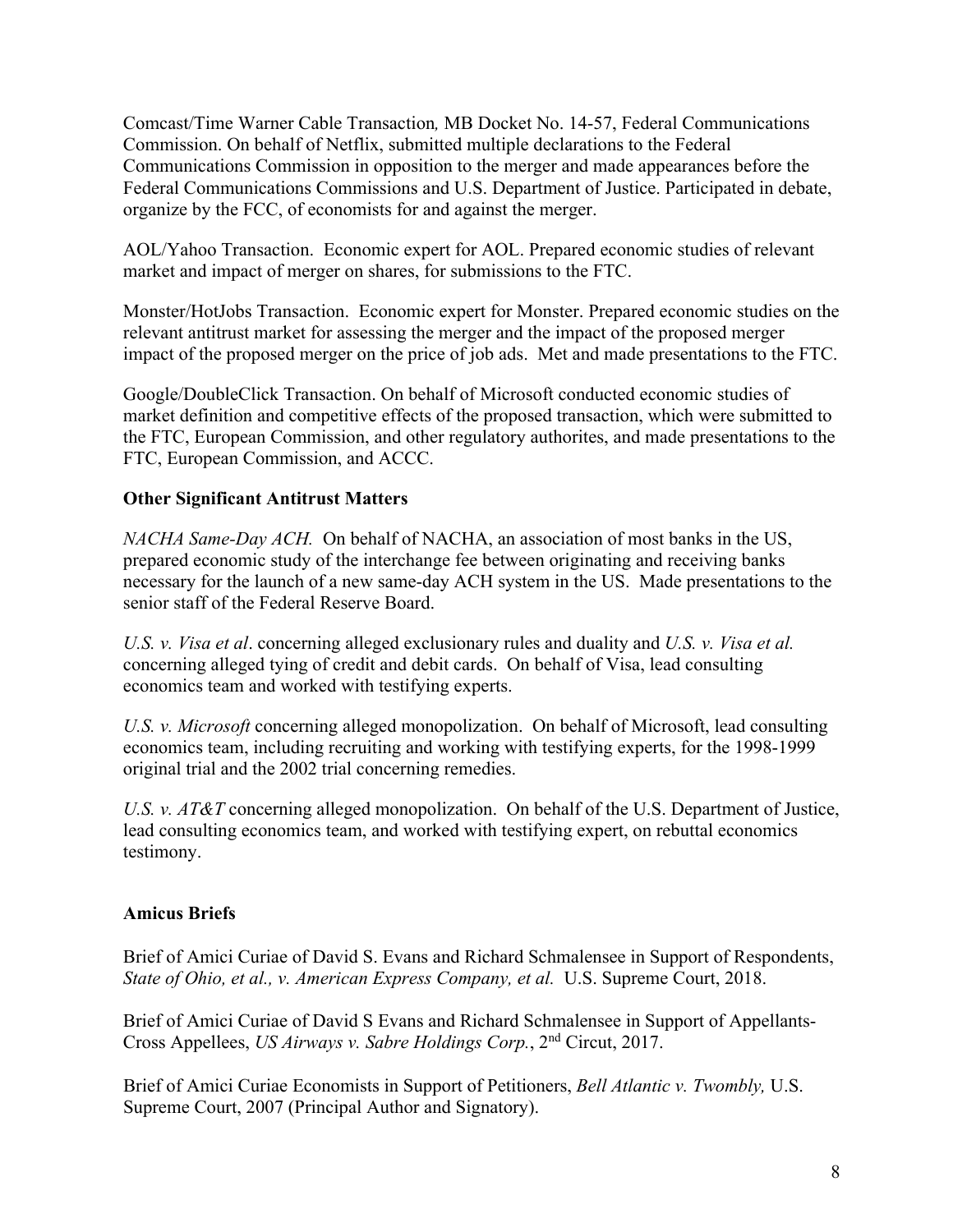Comcast/Time Warner Cable Transaction*,* MB Docket No. 14-57, Federal Communications Commission. On behalf of Netflix, submitted multiple declarations to the Federal Communications Commission in opposition to the merger and made appearances before the Federal Communications Commissions and U.S. Department of Justice. Participated in debate, organize by the FCC, of economists for and against the merger.

AOL/Yahoo Transaction. Economic expert for AOL. Prepared economic studies of relevant market and impact of merger on shares, for submissions to the FTC.

Monster/HotJobs Transaction. Economic expert for Monster. Prepared economic studies on the relevant antitrust market for assessing the merger and the impact of the proposed merger impact of the proposed merger on the price of job ads. Met and made presentations to the FTC.

Google/DoubleClick Transaction. On behalf of Microsoft conducted economic studies of market definition and competitive effects of the proposed transaction, which were submitted to the FTC, European Commission, and other regulatory authorites, and made presentations to the FTC, European Commission, and ACCC.

**Other Significant Antitrust Matters**

*NACHA Same-Day ACH.* On behalf of NACHA, an association of most banks in the US, prepared economic study of the interchange fee between originating and receiving banks necessary for the launch of a new same-day ACH system in the US. Made presentations to the senior staff of the Federal Reserve Board.

*U.S. v. Visa et al*. concerning alleged exclusionary rules and duality and *U.S. v. Visa et al.* concerning alleged tying of credit and debit cards. On behalf of Visa, lead consulting economics team and worked with testifying experts.

*U.S. v. Microsoft* concerning alleged monopolization. On behalf of Microsoft, lead consulting economics team, including recruiting and working with testifying experts, for the 1998-1999 original trial and the 2002 trial concerning remedies.

*U.S. v. AT&T* concerning alleged monopolization. On behalf of the U.S. Department of Justice, lead consulting economics team, and worked with testifying expert, on rebuttal economics testimony.

**Amicus Briefs**

Brief of Amici Curiae of David S. Evans and Richard Schmalensee in Support of Respondents, *State of Ohio, et al., v. American Express Company, et al.* U.S. Supreme Court, 2018.

Brief of Amici Curiae of David S Evans and Richard Schmalensee in Support of Appellants-Cross Appellees, *US Airways v. Sabre Holdings Corp.*, 2nd Circut, 2017.

Brief of Amici Curiae Economists in Support of Petitioners, *Bell Atlantic v. Twombly,* U.S. Supreme Court, 2007 (Principal Author and Signatory).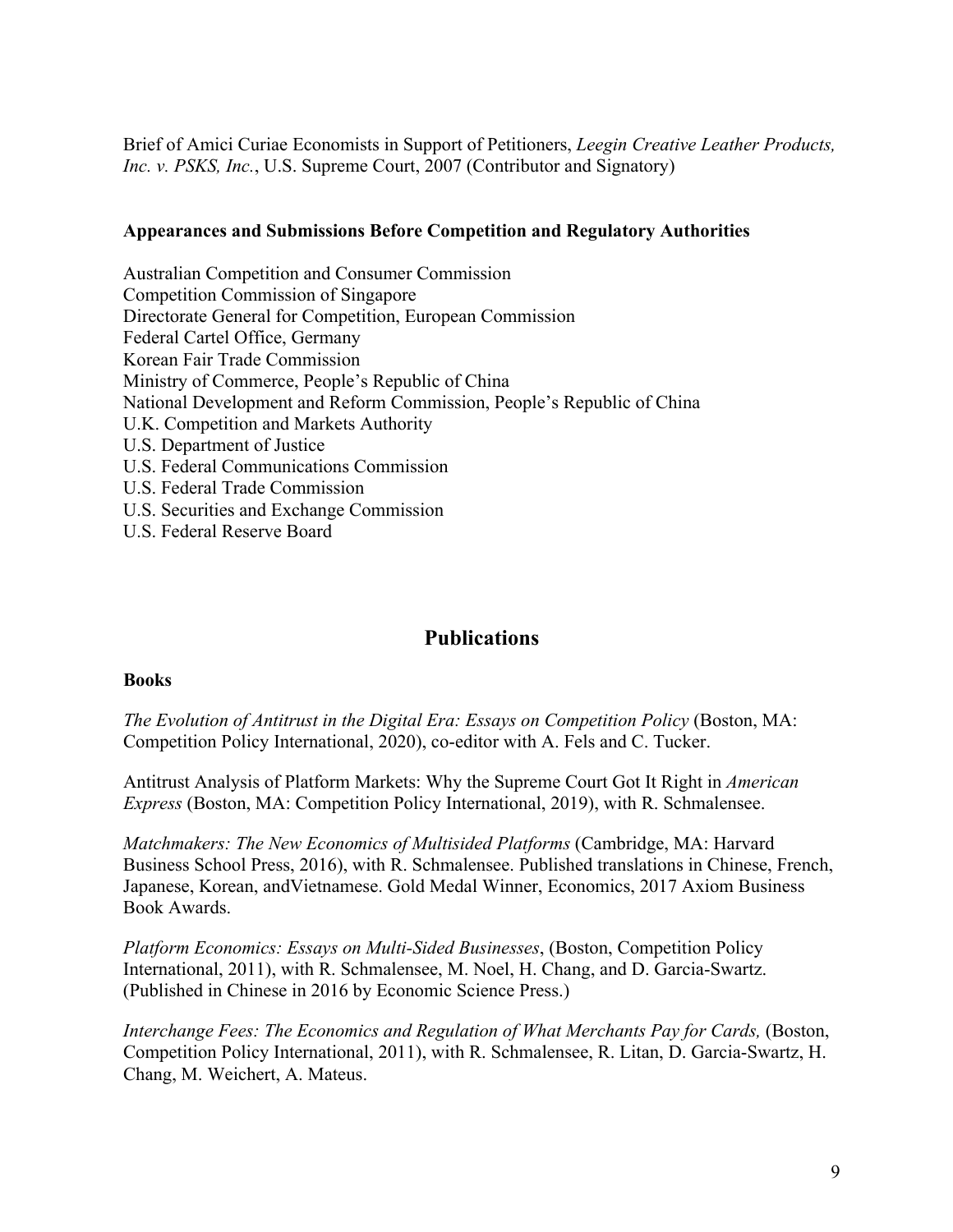Brief of Amici Curiae Economists in Support of Petitioners, *Leegin Creative Leather Products, Inc. v. PSKS, Inc.*, U.S. Supreme Court, 2007 (Contributor and Signatory)

**Appearances and Submissions Before Competition and Regulatory Authorities**

Australian Competition and Consumer Commission
Competition Commission of Singapore
Directorate General for Competition, European Commission
Federal Cartel Office, Germany
Korean Fair Trade Commission
Ministry of Commerce, People's Republic of China
National Development and Reform Commission, People's Republic of China
U.K. Competition and Markets Authority
U.S. Department of Justice
U.S. Federal Communications Commission
U.S. Federal Trade Commission
U.S. Securities and Exchange Commission
U.S. Federal Reserve Board

## Publications

**Books**

*The Evolution of Antitrust in the Digital Era: Essays on Competition Policy* (Boston, MA: Competition Policy International, 2020), co-editor with A. Fels and C. Tucker.

Antitrust Analysis of Platform Markets: Why the Supreme Court Got It Right in *American Express* (Boston, MA: Competition Policy International, 2019), with R. Schmalensee.

*Matchmakers: The New Economics of Multisided Platforms* (Cambridge, MA: Harvard Business School Press, 2016), with R. Schmalensee. Published translations in Chinese, French, Japanese, Korean, andVietnamese. Gold Medal Winner, Economics, 2017 Axiom Business Book Awards.

*Platform Economics: Essays on Multi-Sided Businesses*, (Boston, Competition Policy International, 2011), with R. Schmalensee, M. Noel, H. Chang, and D. Garcia-Swartz. (Published in Chinese in 2016 by Economic Science Press.)

*Interchange Fees: The Economics and Regulation of What Merchants Pay for Cards,* (Boston, Competition Policy International, 2011), with R. Schmalensee, R. Litan, D. Garcia-Swartz, H. Chang, M. Weichert, A. Mateus.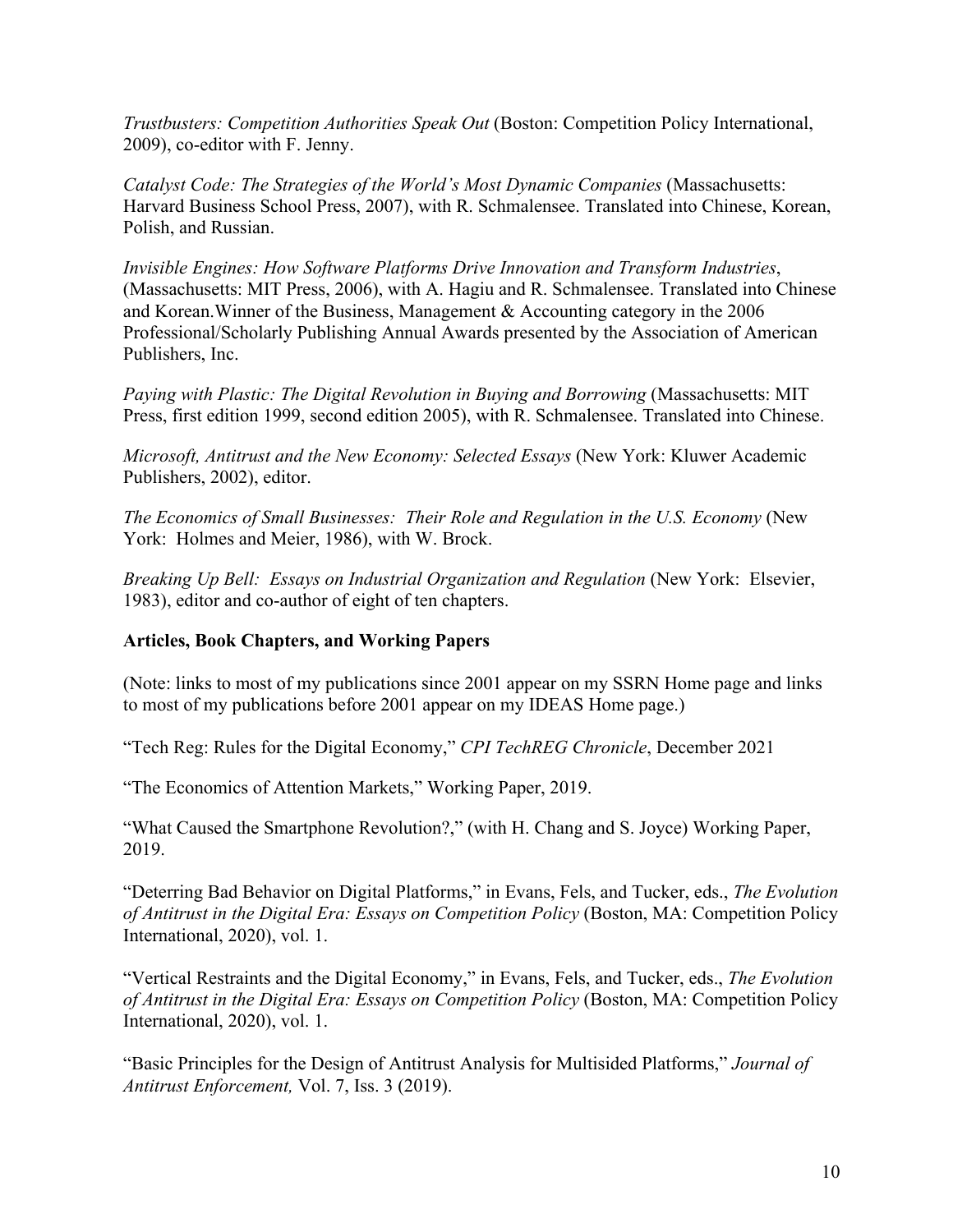*Trustbusters: Competition Authorities Speak Out* (Boston: Competition Policy International, 2009), co-editor with F. Jenny.

*Catalyst Code: The Strategies of the World's Most Dynamic Companies* (Massachusetts: Harvard Business School Press, 2007), with R. Schmalensee. Translated into Chinese, Korean, Polish, and Russian.

*Invisible Engines: How Software Platforms Drive Innovation and Transform Industries*, (Massachusetts: MIT Press, 2006), with A. Hagiu and R. Schmalensee. Translated into Chinese and Korean.Winner of the Business, Management & Accounting category in the 2006 Professional/Scholarly Publishing Annual Awards presented by the Association of American Publishers, Inc.

*Paying with Plastic: The Digital Revolution in Buying and Borrowing* (Massachusetts: MIT Press, first edition 1999, second edition 2005), with R. Schmalensee. Translated into Chinese.

*Microsoft, Antitrust and the New Economy: Selected Essays* (New York: Kluwer Academic Publishers, 2002), editor.

*The Economics of Small Businesses: Their Role and Regulation in the U.S. Economy* (New York: Holmes and Meier, 1986), with W. Brock.

*Breaking Up Bell: Essays on Industrial Organization and Regulation* (New York: Elsevier, 1983), editor and co-author of eight of ten chapters.

**Articles, Book Chapters, and Working Papers**

(Note: links to most of my publications since 2001 appear on my SSRN Home page and links to most of my publications before 2001 appear on my IDEAS Home page.)

"Tech Reg: Rules for the Digital Economy," *CPI TechREG Chronicle*, December 2021

"The Economics of Attention Markets," Working Paper, 2019.

"What Caused the Smartphone Revolution?," (with H. Chang and S. Joyce) Working Paper, 2019.

"Deterring Bad Behavior on Digital Platforms," in Evans, Fels, and Tucker, eds., *The Evolution of Antitrust in the Digital Era: Essays on Competition Policy* (Boston, MA: Competition Policy International, 2020), vol. 1.

"Vertical Restraints and the Digital Economy," in Evans, Fels, and Tucker, eds., *The Evolution of Antitrust in the Digital Era: Essays on Competition Policy* (Boston, MA: Competition Policy International, 2020), vol. 1.

"Basic Principles for the Design of Antitrust Analysis for Multisided Platforms," *Journal of Antitrust Enforcement,* Vol. 7, Iss. 3 (2019).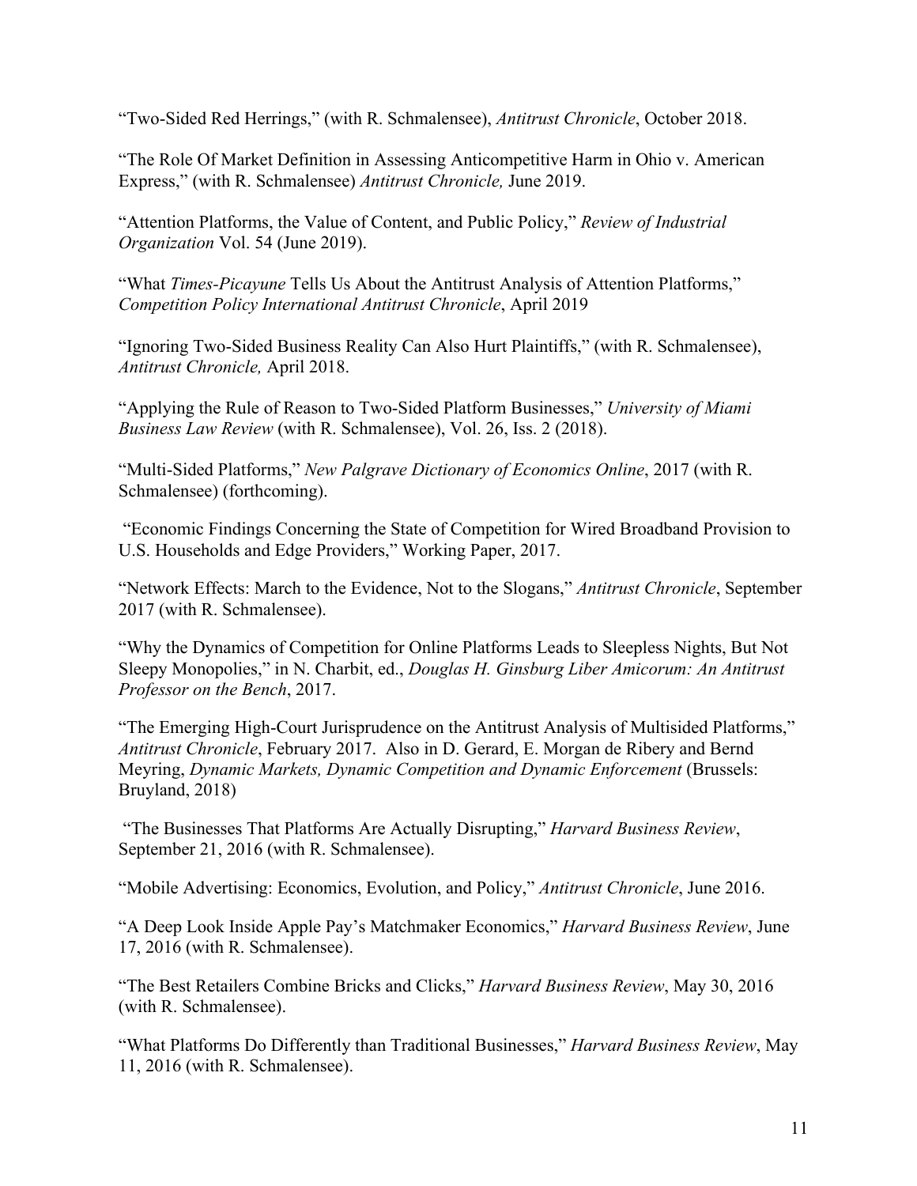"Two-Sided Red Herrings," (with R. Schmalensee), *Antitrust Chronicle*, October 2018.

"The Role Of Market Definition in Assessing Anticompetitive Harm in Ohio v. American Express," (with R. Schmalensee) *Antitrust Chronicle,* June 2019.

"Attention Platforms, the Value of Content, and Public Policy," *Review of Industrial Organization* Vol. 54 (June 2019).

"What *Times-Picayune* Tells Us About the Antitrust Analysis of Attention Platforms," *Competition Policy International Antitrust Chronicle*, April 2019

"Ignoring Two-Sided Business Reality Can Also Hurt Plaintiffs," (with R. Schmalensee), *Antitrust Chronicle,* April 2018.

"Applying the Rule of Reason to Two-Sided Platform Businesses," *University of Miami Business Law Review* (with R. Schmalensee), Vol. 26, Iss. 2 (2018).

"Multi-Sided Platforms," *New Palgrave Dictionary of Economics Online*, 2017 (with R. Schmalensee) (forthcoming).

"Economic Findings Concerning the State of Competition for Wired Broadband Provision to U.S. Households and Edge Providers," Working Paper, 2017.

"Network Effects: March to the Evidence, Not to the Slogans," *Antitrust Chronicle*, September 2017 (with R. Schmalensee).

"Why the Dynamics of Competition for Online Platforms Leads to Sleepless Nights, But Not Sleepy Monopolies," in N. Charbit, ed., *Douglas H. Ginsburg Liber Amicorum: An Antitrust Professor on the Bench*, 2017.

"The Emerging High-Court Jurisprudence on the Antitrust Analysis of Multisided Platforms," *Antitrust Chronicle*, February 2017. Also in D. Gerard, E. Morgan de Ribery and Bernd Meyring, *Dynamic Markets, Dynamic Competition and Dynamic Enforcement* (Brussels: Bruyland, 2018)

"The Businesses That Platforms Are Actually Disrupting," *Harvard Business Review*, September 21, 2016 (with R. Schmalensee).

"Mobile Advertising: Economics, Evolution, and Policy," *Antitrust Chronicle*, June 2016.

"A Deep Look Inside Apple Pay's Matchmaker Economics," *Harvard Business Review*, June 17, 2016 (with R. Schmalensee).

"The Best Retailers Combine Bricks and Clicks," *Harvard Business Review*, May 30, 2016 (with R. Schmalensee).

"What Platforms Do Differently than Traditional Businesses," *Harvard Business Review*, May 11, 2016 (with R. Schmalensee).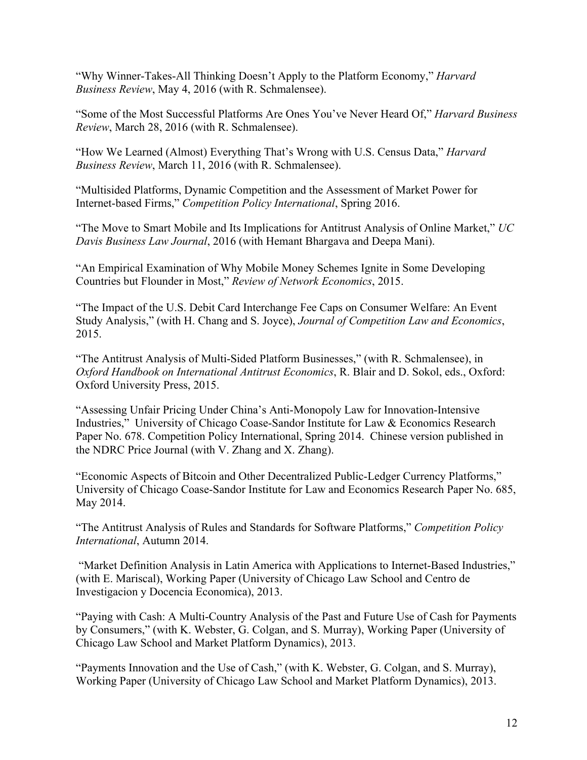"Why Winner-Takes-All Thinking Doesn't Apply to the Platform Economy," *Harvard Business Review*, May 4, 2016 (with R. Schmalensee).

"Some of the Most Successful Platforms Are Ones You've Never Heard Of," *Harvard Business Review*, March 28, 2016 (with R. Schmalensee).

"How We Learned (Almost) Everything That's Wrong with U.S. Census Data," *Harvard Business Review*, March 11, 2016 (with R. Schmalensee).

"Multisided Platforms, Dynamic Competition and the Assessment of Market Power for Internet-based Firms," *Competition Policy International*, Spring 2016.

"The Move to Smart Mobile and Its Implications for Antitrust Analysis of Online Market," *UC Davis Business Law Journal*, 2016 (with Hemant Bhargava and Deepa Mani).

"An Empirical Examination of Why Mobile Money Schemes Ignite in Some Developing Countries but Flounder in Most," *Review of Network Economics*, 2015.

"The Impact of the U.S. Debit Card Interchange Fee Caps on Consumer Welfare: An Event Study Analysis," (with H. Chang and S. Joyce), *Journal of Competition Law and Economics*, 2015.

"The Antitrust Analysis of Multi-Sided Platform Businesses," (with R. Schmalensee), in *Oxford Handbook on International Antitrust Economics*, R. Blair and D. Sokol, eds., Oxford: Oxford University Press, 2015.

"Assessing Unfair Pricing Under China's Anti-Monopoly Law for Innovation-Intensive Industries," University of Chicago Coase-Sandor Institute for Law & Economics Research Paper No. 678. Competition Policy International, Spring 2014. Chinese version published in the NDRC Price Journal (with V. Zhang and X. Zhang).

"Economic Aspects of Bitcoin and Other Decentralized Public-Ledger Currency Platforms," University of Chicago Coase-Sandor Institute for Law and Economics Research Paper No. 685, May 2014.

"The Antitrust Analysis of Rules and Standards for Software Platforms," *Competition Policy International*, Autumn 2014.

"Market Definition Analysis in Latin America with Applications to Internet-Based Industries," (with E. Mariscal), Working Paper (University of Chicago Law School and Centro de Investigacion y Docencia Economica), 2013.

"Paying with Cash: A Multi-Country Analysis of the Past and Future Use of Cash for Payments by Consumers," (with K. Webster, G. Colgan, and S. Murray), Working Paper (University of Chicago Law School and Market Platform Dynamics), 2013.

"Payments Innovation and the Use of Cash," (with K. Webster, G. Colgan, and S. Murray), Working Paper (University of Chicago Law School and Market Platform Dynamics), 2013.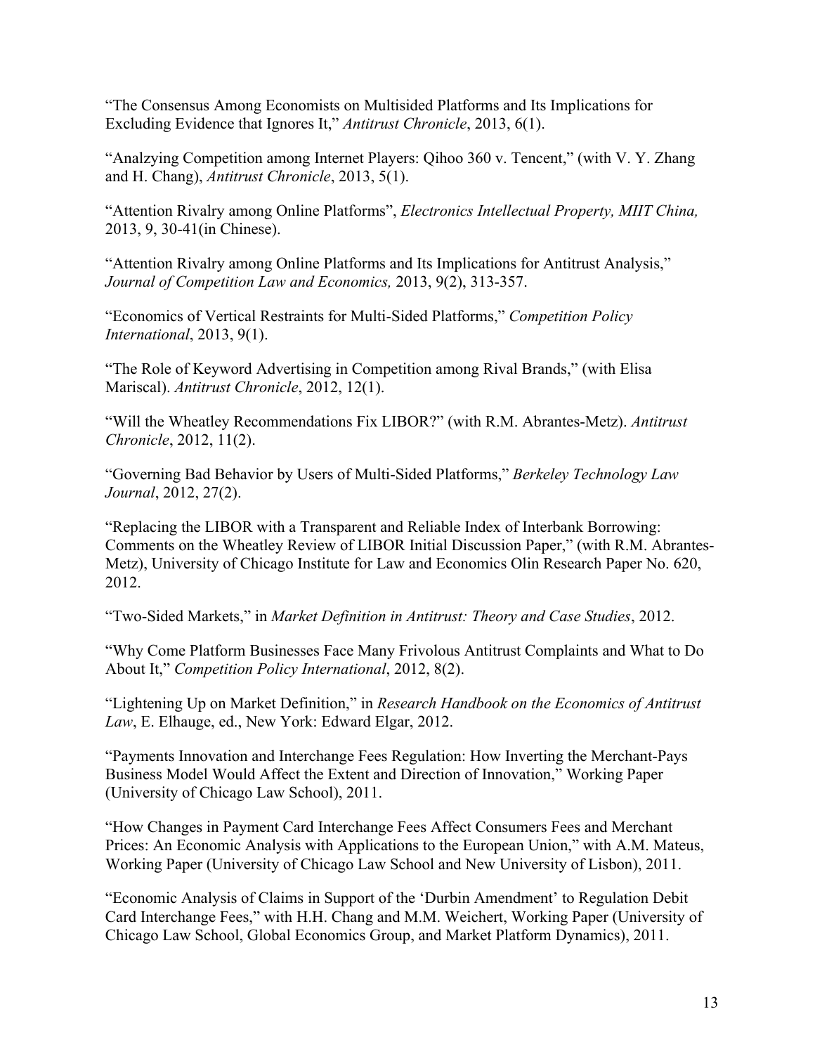"The Consensus Among Economists on Multisided Platforms and Its Implications for Excluding Evidence that Ignores It," *Antitrust Chronicle*, 2013, 6(1).

"Analzying Competition among Internet Players: Qihoo 360 v. Tencent," (with V. Y. Zhang and H. Chang), *Antitrust Chronicle*, 2013, 5(1).

"Attention Rivalry among Online Platforms", *Electronics Intellectual Property, MIIT China,* 2013, 9, 30-41(in Chinese).

"Attention Rivalry among Online Platforms and Its Implications for Antitrust Analysis," *Journal of Competition Law and Economics,* 2013, 9(2), 313-357.

"Economics of Vertical Restraints for Multi-Sided Platforms," *Competition Policy International*, 2013, 9(1).

"The Role of Keyword Advertising in Competition among Rival Brands," (with Elisa Mariscal). *Antitrust Chronicle*, 2012, 12(1).

"Will the Wheatley Recommendations Fix LIBOR?" (with R.M. Abrantes-Metz). *Antitrust Chronicle*, 2012, 11(2).

"Governing Bad Behavior by Users of Multi-Sided Platforms," *Berkeley Technology Law Journal*, 2012, 27(2).

"Replacing the LIBOR with a Transparent and Reliable Index of Interbank Borrowing: Comments on the Wheatley Review of LIBOR Initial Discussion Paper," (with R.M. Abrantes-Metz), University of Chicago Institute for Law and Economics Olin Research Paper No. 620, 2012.

"Two-Sided Markets," in *Market Definition in Antitrust: Theory and Case Studies*, 2012.

"Why Come Platform Businesses Face Many Frivolous Antitrust Complaints and What to Do About It," *Competition Policy International*, 2012, 8(2).

"Lightening Up on Market Definition," in *Research Handbook on the Economics of Antitrust Law*, E. Elhauge, ed., New York: Edward Elgar, 2012.

"Payments Innovation and Interchange Fees Regulation: How Inverting the Merchant-Pays Business Model Would Affect the Extent and Direction of Innovation," Working Paper (University of Chicago Law School), 2011.

"How Changes in Payment Card Interchange Fees Affect Consumers Fees and Merchant Prices: An Economic Analysis with Applications to the European Union," with A.M. Mateus, Working Paper (University of Chicago Law School and New University of Lisbon), 2011.

"Economic Analysis of Claims in Support of the 'Durbin Amendment' to Regulation Debit Card Interchange Fees," with H.H. Chang and M.M. Weichert, Working Paper (University of Chicago Law School, Global Economics Group, and Market Platform Dynamics), 2011.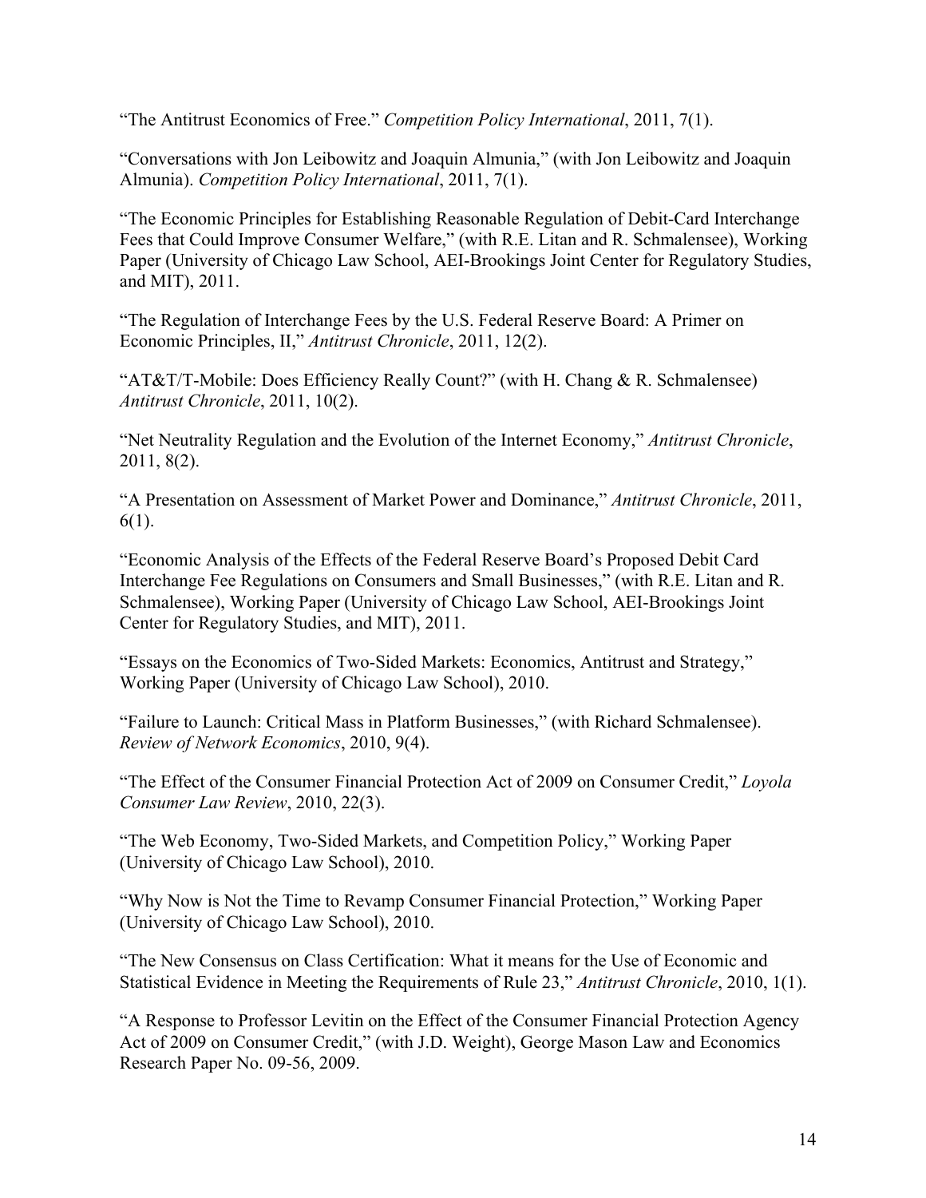"The Antitrust Economics of Free." *Competition Policy International*, 2011, 7(1).

"Conversations with Jon Leibowitz and Joaquin Almunia," (with Jon Leibowitz and Joaquin Almunia). *Competition Policy International*, 2011, 7(1).

"The Economic Principles for Establishing Reasonable Regulation of Debit-Card Interchange Fees that Could Improve Consumer Welfare," (with R.E. Litan and R. Schmalensee), Working Paper (University of Chicago Law School, AEI-Brookings Joint Center for Regulatory Studies, and MIT), 2011.

"The Regulation of Interchange Fees by the U.S. Federal Reserve Board: A Primer on Economic Principles, II," *Antitrust Chronicle*, 2011, 12(2).

"AT&T/T-Mobile: Does Efficiency Really Count?" (with H. Chang & R. Schmalensee) *Antitrust Chronicle*, 2011, 10(2).

"Net Neutrality Regulation and the Evolution of the Internet Economy," *Antitrust Chronicle*, 2011, 8(2).

"A Presentation on Assessment of Market Power and Dominance," *Antitrust Chronicle*, 2011, 6(1).

"Economic Analysis of the Effects of the Federal Reserve Board's Proposed Debit Card Interchange Fee Regulations on Consumers and Small Businesses," (with R.E. Litan and R. Schmalensee), Working Paper (University of Chicago Law School, AEI-Brookings Joint Center for Regulatory Studies, and MIT), 2011.

"Essays on the Economics of Two-Sided Markets: Economics, Antitrust and Strategy," Working Paper (University of Chicago Law School), 2010.

"Failure to Launch: Critical Mass in Platform Businesses," (with Richard Schmalensee). *Review of Network Economics*, 2010, 9(4).

"The Effect of the Consumer Financial Protection Act of 2009 on Consumer Credit," *Loyola Consumer Law Review*, 2010, 22(3).

"The Web Economy, Two-Sided Markets, and Competition Policy," Working Paper (University of Chicago Law School), 2010.

"Why Now is Not the Time to Revamp Consumer Financial Protection," Working Paper (University of Chicago Law School), 2010.

"The New Consensus on Class Certification: What it means for the Use of Economic and Statistical Evidence in Meeting the Requirements of Rule 23," *Antitrust Chronicle*, 2010, 1(1).

"A Response to Professor Levitin on the Effect of the Consumer Financial Protection Agency Act of 2009 on Consumer Credit," (with J.D. Weight), George Mason Law and Economics Research Paper No. 09-56, 2009.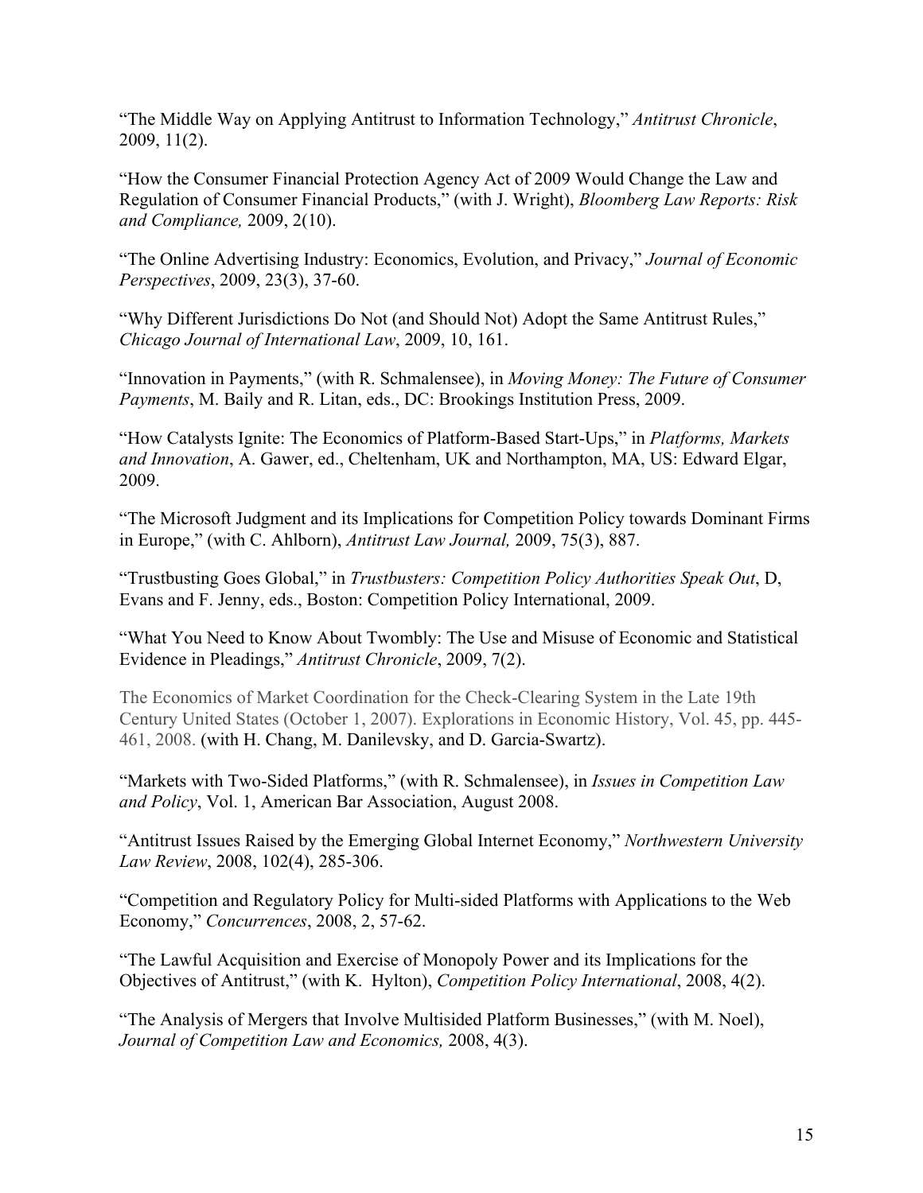"The Middle Way on Applying Antitrust to Information Technology," *Antitrust Chronicle*, 2009, 11(2).

"How the Consumer Financial Protection Agency Act of 2009 Would Change the Law and Regulation of Consumer Financial Products," (with J. Wright), *Bloomberg Law Reports: Risk and Compliance,* 2009, 2(10).

"The Online Advertising Industry: Economics, Evolution, and Privacy," *Journal of Economic Perspectives*, 2009, 23(3), 37-60.

"Why Different Jurisdictions Do Not (and Should Not) Adopt the Same Antitrust Rules," *Chicago Journal of International Law*, 2009, 10, 161.

"Innovation in Payments," (with R. Schmalensee), in *Moving Money: The Future of Consumer Payments*, M. Baily and R. Litan, eds., DC: Brookings Institution Press, 2009.

"How Catalysts Ignite: The Economics of Platform-Based Start-Ups," in *Platforms, Markets and Innovation*, A. Gawer, ed., Cheltenham, UK and Northampton, MA, US: Edward Elgar, 2009.

"The Microsoft Judgment and its Implications for Competition Policy towards Dominant Firms in Europe," (with C. Ahlborn), *Antitrust Law Journal,* 2009, 75(3), 887.

"Trustbusting Goes Global," in *Trustbusters: Competition Policy Authorities Speak Out*, D, Evans and F. Jenny, eds., Boston: Competition Policy International, 2009.

"What You Need to Know About Twombly: The Use and Misuse of Economic and Statistical Evidence in Pleadings," *Antitrust Chronicle*, 2009, 7(2).

The Economics of Market Coordination for the Check-Clearing System in the Late 19th Century United States (October 1, 2007). Explorations in Economic History, Vol. 45, pp. 445-461, 2008. (with H. Chang, M. Danilevsky, and D. Garcia-Swartz).

"Markets with Two-Sided Platforms," (with R. Schmalensee), in *Issues in Competition Law and Policy*, Vol. 1, American Bar Association, August 2008.

"Antitrust Issues Raised by the Emerging Global Internet Economy," *Northwestern University Law Review*, 2008, 102(4), 285-306.

"Competition and Regulatory Policy for Multi-sided Platforms with Applications to the Web Economy," *Concurrences*, 2008, 2, 57-62.

"The Lawful Acquisition and Exercise of Monopoly Power and its Implications for the Objectives of Antitrust," (with K. Hylton), *Competition Policy International*, 2008, 4(2).

"The Analysis of Mergers that Involve Multisided Platform Businesses," (with M. Noel), *Journal of Competition Law and Economics,* 2008, 4(3).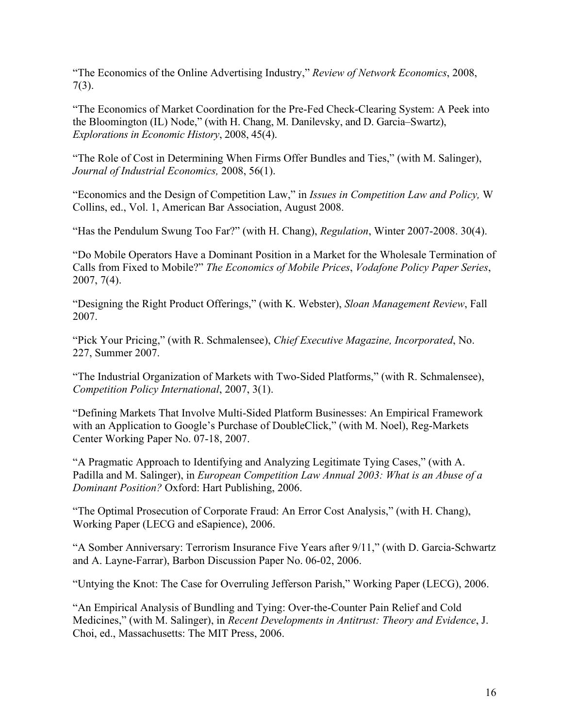"The Economics of the Online Advertising Industry," *Review of Network Economics*, 2008, 7(3).

"The Economics of Market Coordination for the Pre-Fed Check-Clearing System: A Peek into the Bloomington (IL) Node," (with H. Chang, M. Danilevsky, and D. Garcia–Swartz), *Explorations in Economic History*, 2008, 45(4).

"The Role of Cost in Determining When Firms Offer Bundles and Ties," (with M. Salinger), *Journal of Industrial Economics,* 2008, 56(1).

"Economics and the Design of Competition Law," in *Issues in Competition Law and Policy,* W Collins, ed., Vol. 1, American Bar Association, August 2008.

"Has the Pendulum Swung Too Far?" (with H. Chang), *Regulation*, Winter 2007-2008. 30(4).

"Do Mobile Operators Have a Dominant Position in a Market for the Wholesale Termination of Calls from Fixed to Mobile?" *The Economics of Mobile Prices*, *Vodafone Policy Paper Series*, 2007, 7(4).

"Designing the Right Product Offerings," (with K. Webster), *Sloan Management Review*, Fall 2007.

"Pick Your Pricing," (with R. Schmalensee), *Chief Executive Magazine, Incorporated*, No. 227, Summer 2007.

"The Industrial Organization of Markets with Two-Sided Platforms," (with R. Schmalensee), *Competition Policy International*, 2007, 3(1).

"Defining Markets That Involve Multi-Sided Platform Businesses: An Empirical Framework with an Application to Google's Purchase of DoubleClick," (with M. Noel), Reg-Markets Center Working Paper No. 07-18, 2007.

"A Pragmatic Approach to Identifying and Analyzing Legitimate Tying Cases," (with A. Padilla and M. Salinger), in *European Competition Law Annual 2003: What is an Abuse of a Dominant Position?* Oxford: Hart Publishing, 2006.

"The Optimal Prosecution of Corporate Fraud: An Error Cost Analysis," (with H. Chang), Working Paper (LECG and eSapience), 2006.

"A Somber Anniversary: Terrorism Insurance Five Years after 9/11," (with D. Garcia-Schwartz and A. Layne-Farrar), Barbon Discussion Paper No. 06-02, 2006.

"Untying the Knot: The Case for Overruling Jefferson Parish," Working Paper (LECG), 2006.

"An Empirical Analysis of Bundling and Tying: Over-the-Counter Pain Relief and Cold Medicines," (with M. Salinger), in *Recent Developments in Antitrust: Theory and Evidence*, J. Choi, ed., Massachusetts: The MIT Press, 2006.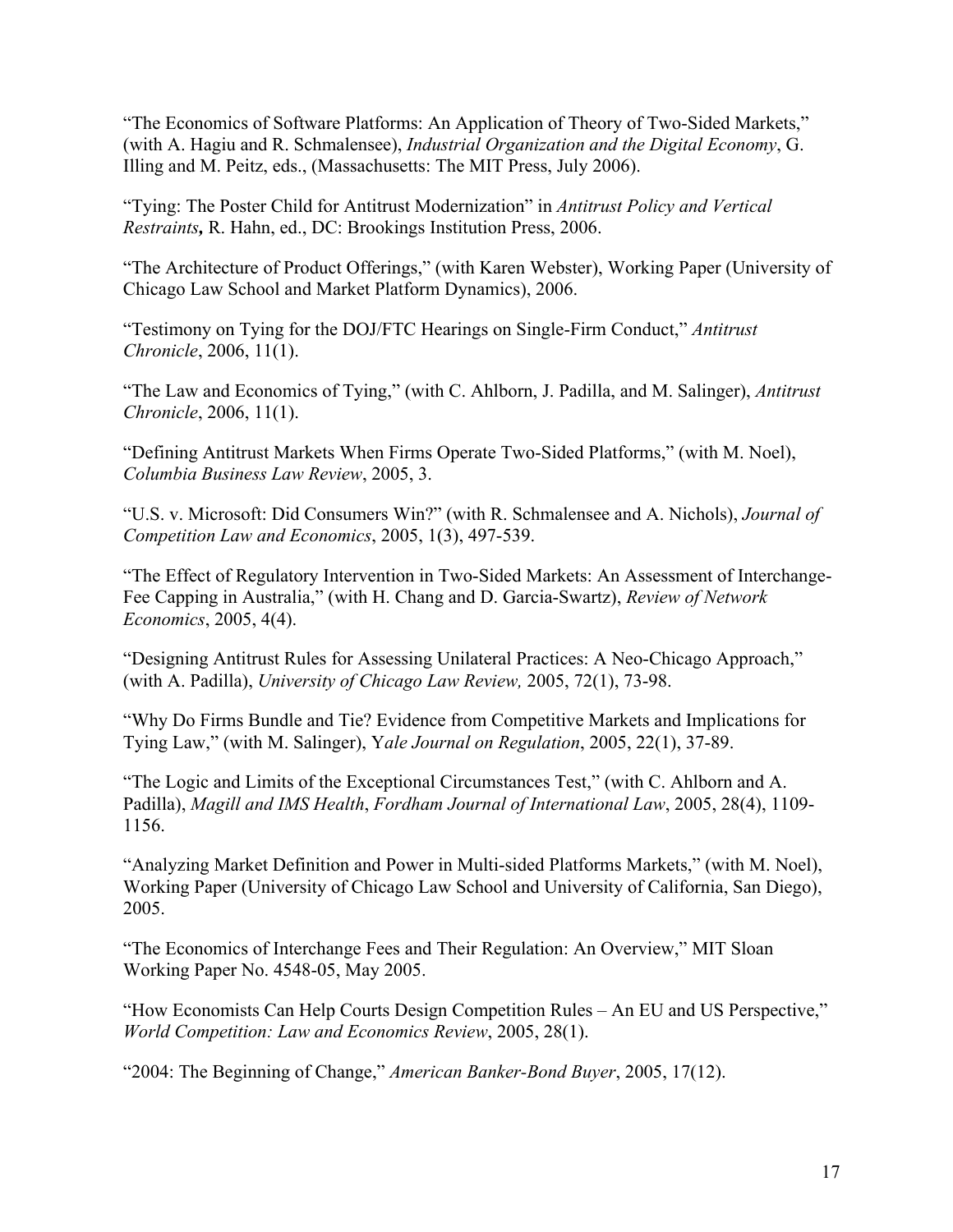"The Economics of Software Platforms: An Application of Theory of Two-Sided Markets," (with A. Hagiu and R. Schmalensee), *Industrial Organization and the Digital Economy*, G. Illing and M. Peitz, eds., (Massachusetts: The MIT Press, July 2006).

"Tying: The Poster Child for Antitrust Modernization" in *Antitrust Policy and Vertical Restraints***,** R. Hahn, ed., DC: Brookings Institution Press, 2006.

"The Architecture of Product Offerings," (with Karen Webster), Working Paper (University of Chicago Law School and Market Platform Dynamics), 2006.

"Testimony on Tying for the DOJ/FTC Hearings on Single-Firm Conduct," *Antitrust Chronicle*, 2006, 11(1).

"The Law and Economics of Tying," (with C. Ahlborn, J. Padilla, and M. Salinger), *Antitrust Chronicle*, 2006, 11(1).

"Defining Antitrust Markets When Firms Operate Two-Sided Platforms," (with M. Noel), *Columbia Business Law Review*, 2005, 3.

"U.S. v. Microsoft: Did Consumers Win?" (with R. Schmalensee and A. Nichols), *Journal of Competition Law and Economics*, 2005, 1(3), 497-539.

"The Effect of Regulatory Intervention in Two-Sided Markets: An Assessment of Interchange-Fee Capping in Australia," (with H. Chang and D. Garcia-Swartz), *Review of Network Economics*, 2005, 4(4).

"Designing Antitrust Rules for Assessing Unilateral Practices: A Neo-Chicago Approach," (with A. Padilla), *University of Chicago Law Review,* 2005, 72(1), 73-98.

"Why Do Firms Bundle and Tie? Evidence from Competitive Markets and Implications for Tying Law," (with M. Salinger), Y*ale Journal on Regulation*, 2005, 22(1), 37-89.

"The Logic and Limits of the Exceptional Circumstances Test," (with C. Ahlborn and A. Padilla), *Magill and IMS Health*, *Fordham Journal of International Law*, 2005, 28(4), 1109-1156.

"Analyzing Market Definition and Power in Multi-sided Platforms Markets," (with M. Noel), Working Paper (University of Chicago Law School and University of California, San Diego), 2005.

"The Economics of Interchange Fees and Their Regulation: An Overview," MIT Sloan Working Paper No. 4548-05, May 2005.

"How Economists Can Help Courts Design Competition Rules – An EU and US Perspective," *World Competition: Law and Economics Review*, 2005, 28(1).

"2004: The Beginning of Change," *American Banker-Bond Buyer*, 2005, 17(12).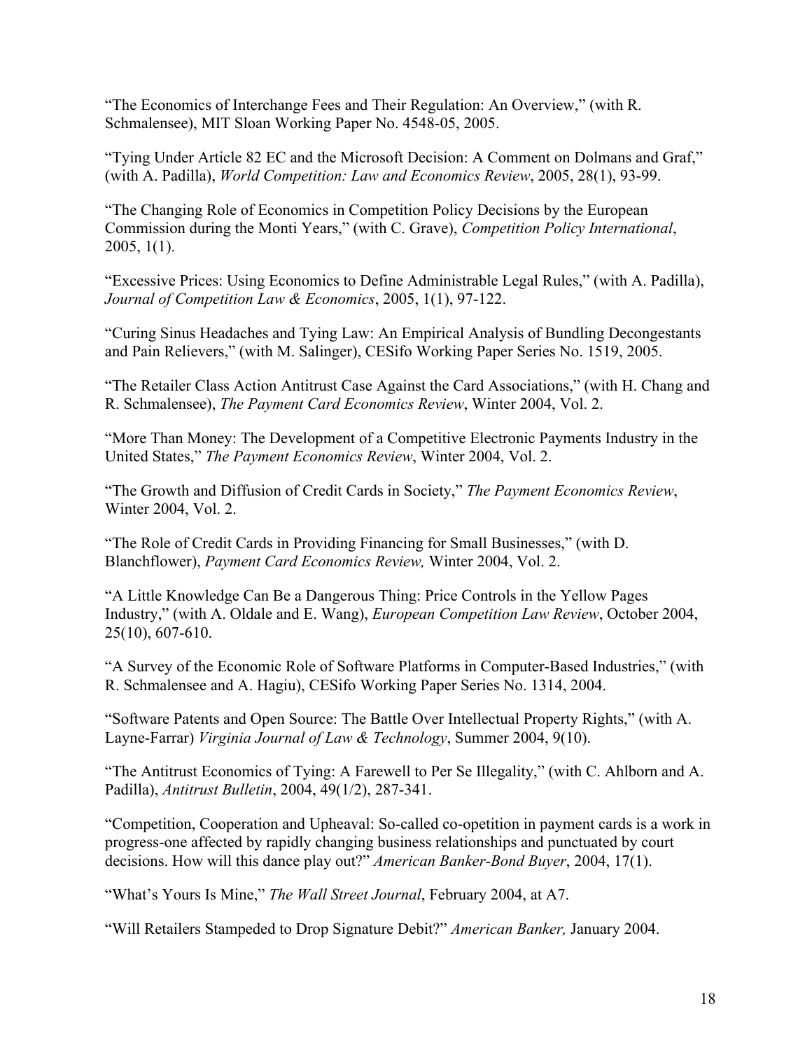"The Economics of Interchange Fees and Their Regulation: An Overview," (with R. Schmalensee), MIT Sloan Working Paper No. 4548-05, 2005.

"Tying Under Article 82 EC and the Microsoft Decision: A Comment on Dolmans and Graf," (with A. Padilla), *World Competition: Law and Economics Review*, 2005, 28(1), 93-99.

"The Changing Role of Economics in Competition Policy Decisions by the European Commission during the Monti Years," (with C. Grave), *Competition Policy International*, 2005, 1(1).

"Excessive Prices: Using Economics to Define Administrable Legal Rules," (with A. Padilla), *Journal of Competition Law & Economics*, 2005, 1(1), 97-122.

"Curing Sinus Headaches and Tying Law: An Empirical Analysis of Bundling Decongestants and Pain Relievers," (with M. Salinger), CESifo Working Paper Series No. 1519, 2005.

"The Retailer Class Action Antitrust Case Against the Card Associations," (with H. Chang and R. Schmalensee), *The Payment Card Economics Review*, Winter 2004, Vol. 2.

"More Than Money: The Development of a Competitive Electronic Payments Industry in the United States," *The Payment Economics Review*, Winter 2004, Vol. 2.

"The Growth and Diffusion of Credit Cards in Society," *The Payment Economics Review*, Winter 2004, Vol. 2.

"The Role of Credit Cards in Providing Financing for Small Businesses," (with D. Blanchflower), *Payment Card Economics Review,* Winter 2004, Vol. 2.

"A Little Knowledge Can Be a Dangerous Thing: Price Controls in the Yellow Pages Industry," (with A. Oldale and E. Wang), *European Competition Law Review*, October 2004, 25(10), 607-610.

"A Survey of the Economic Role of Software Platforms in Computer-Based Industries," (with R. Schmalensee and A. Hagiu), CESifo Working Paper Series No. 1314, 2004.

"Software Patents and Open Source: The Battle Over Intellectual Property Rights," (with A. Layne-Farrar) *Virginia Journal of Law & Technology*, Summer 2004, 9(10).

"The Antitrust Economics of Tying: A Farewell to Per Se Illegality," (with C. Ahlborn and A. Padilla), *Antitrust Bulletin*, 2004, 49(1/2), 287-341.

"Competition, Cooperation and Upheaval: So-called co-opetition in payment cards is a work in progress-one affected by rapidly changing business relationships and punctuated by court decisions. How will this dance play out?" *American Banker-Bond Buyer*, 2004, 17(1).

"What's Yours Is Mine," *The Wall Street Journal*, February 2004, at A7.

"Will Retailers Stampeded to Drop Signature Debit?" *American Banker,* January 2004.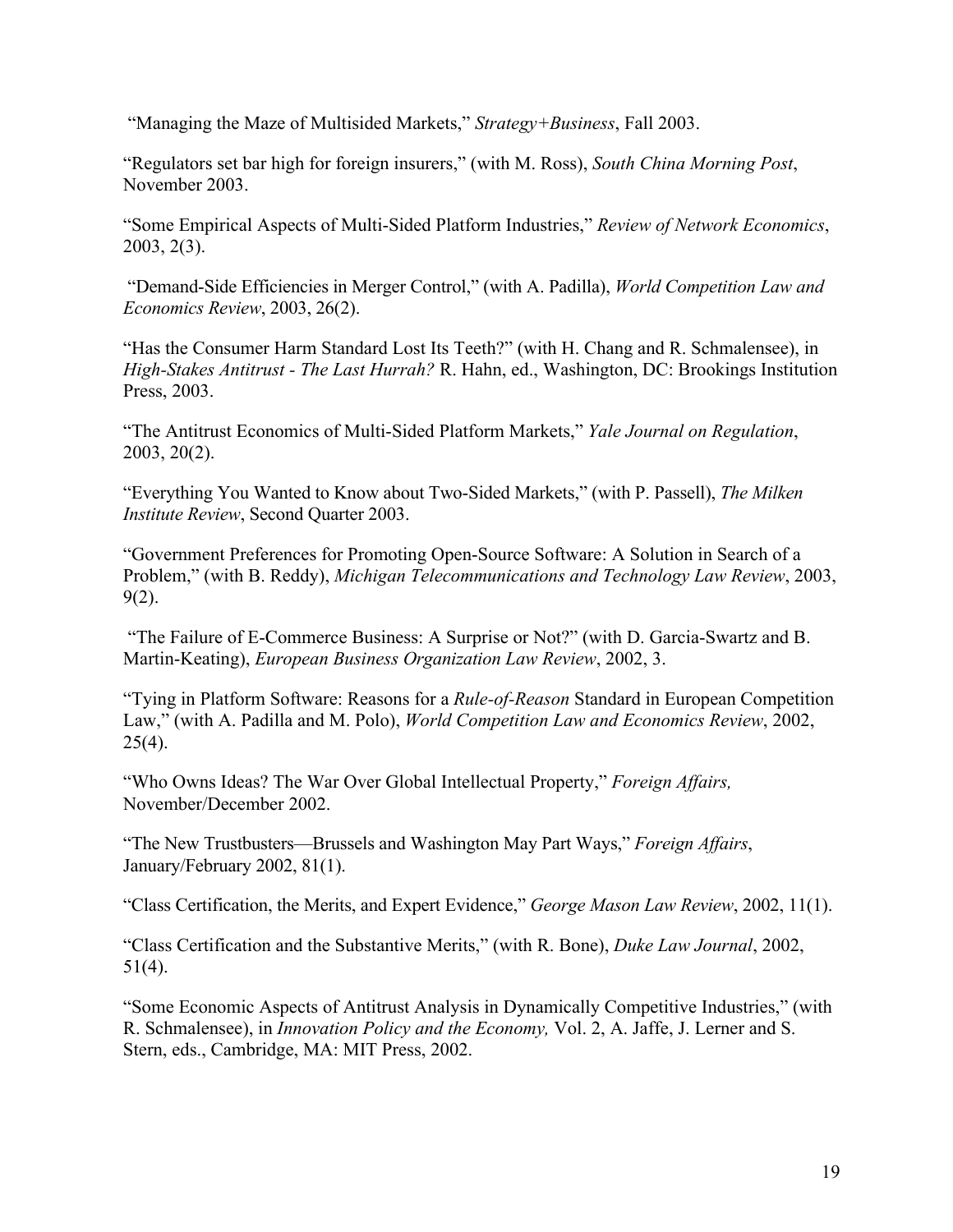"Managing the Maze of Multisided Markets," *Strategy+Business*, Fall 2003.

"Regulators set bar high for foreign insurers," (with M. Ross), *South China Morning Post*, November 2003.

"Some Empirical Aspects of Multi-Sided Platform Industries," *Review of Network Economics*, 2003, 2(3).

"Demand-Side Efficiencies in Merger Control," (with A. Padilla), *World Competition Law and Economics Review*, 2003, 26(2).

"Has the Consumer Harm Standard Lost Its Teeth?" (with H. Chang and R. Schmalensee), in *High-Stakes Antitrust - The Last Hurrah?* R. Hahn, ed., Washington, DC: Brookings Institution Press, 2003.

"The Antitrust Economics of Multi-Sided Platform Markets," *Yale Journal on Regulation*, 2003, 20(2).

"Everything You Wanted to Know about Two-Sided Markets," (with P. Passell), *The Milken Institute Review*, Second Quarter 2003.

"Government Preferences for Promoting Open-Source Software: A Solution in Search of a Problem," (with B. Reddy), *Michigan Telecommunications and Technology Law Review*, 2003, 9(2).

"The Failure of E-Commerce Business: A Surprise or Not?" (with D. Garcia-Swartz and B. Martin-Keating), *European Business Organization Law Review*, 2002, 3.

"Tying in Platform Software: Reasons for a *Rule-of-Reason* Standard in European Competition Law," (with A. Padilla and M. Polo), *World Competition Law and Economics Review*, 2002, 25(4).

"Who Owns Ideas? The War Over Global Intellectual Property," *Foreign Affairs,* November/December 2002.

"The New Trustbusters—Brussels and Washington May Part Ways," *Foreign Affairs*, January/February 2002, 81(1).

"Class Certification, the Merits, and Expert Evidence," *George Mason Law Review*, 2002, 11(1).

"Class Certification and the Substantive Merits," (with R. Bone), *Duke Law Journal*, 2002, 51(4).

"Some Economic Aspects of Antitrust Analysis in Dynamically Competitive Industries," (with R. Schmalensee), in *Innovation Policy and the Economy,* Vol. 2, A. Jaffe, J. Lerner and S. Stern, eds., Cambridge, MA: MIT Press, 2002.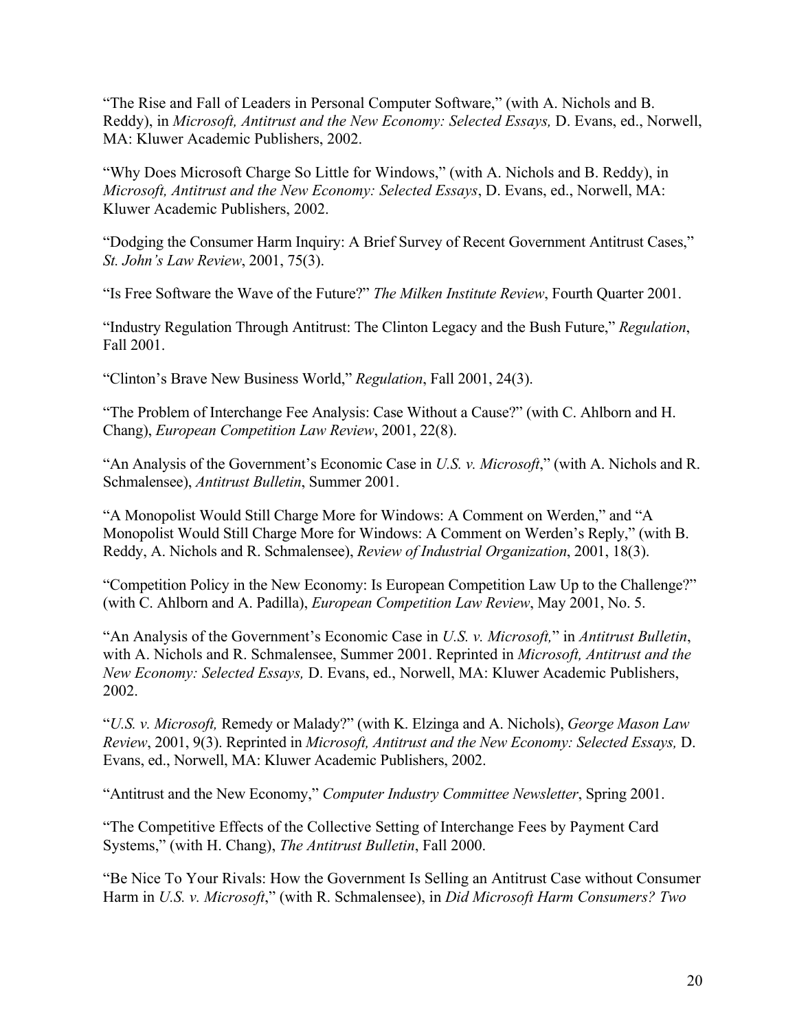"The Rise and Fall of Leaders in Personal Computer Software," (with A. Nichols and B. Reddy), in *Microsoft, Antitrust and the New Economy: Selected Essays,* D. Evans, ed., Norwell, MA: Kluwer Academic Publishers, 2002.

"Why Does Microsoft Charge So Little for Windows," (with A. Nichols and B. Reddy), in *Microsoft, Antitrust and the New Economy: Selected Essays*, D. Evans, ed., Norwell, MA: Kluwer Academic Publishers, 2002.

"Dodging the Consumer Harm Inquiry: A Brief Survey of Recent Government Antitrust Cases," *St. John's Law Review*, 2001, 75(3).

"Is Free Software the Wave of the Future?" *The Milken Institute Review*, Fourth Quarter 2001.

"Industry Regulation Through Antitrust: The Clinton Legacy and the Bush Future," *Regulation*, Fall 2001.

"Clinton's Brave New Business World," *Regulation*, Fall 2001, 24(3).

"The Problem of Interchange Fee Analysis: Case Without a Cause?" (with C. Ahlborn and H. Chang), *European Competition Law Review*, 2001, 22(8).

"An Analysis of the Government's Economic Case in *U.S. v. Microsoft*," (with A. Nichols and R. Schmalensee), *Antitrust Bulletin*, Summer 2001.

"A Monopolist Would Still Charge More for Windows: A Comment on Werden," and "A Monopolist Would Still Charge More for Windows: A Comment on Werden's Reply," (with B. Reddy, A. Nichols and R. Schmalensee), *Review of Industrial Organization*, 2001, 18(3).

"Competition Policy in the New Economy: Is European Competition Law Up to the Challenge?" (with C. Ahlborn and A. Padilla), *European Competition Law Review*, May 2001, No. 5.

"An Analysis of the Government's Economic Case in *U.S. v. Microsoft,*" in *Antitrust Bulletin*, with A. Nichols and R. Schmalensee, Summer 2001. Reprinted in *Microsoft, Antitrust and the New Economy: Selected Essays,* D. Evans, ed., Norwell, MA: Kluwer Academic Publishers, 2002.

"*U.S. v. Microsoft,* Remedy or Malady?" (with K. Elzinga and A. Nichols), *George Mason Law Review*, 2001, 9(3). Reprinted in *Microsoft, Antitrust and the New Economy: Selected Essays,* D. Evans, ed., Norwell, MA: Kluwer Academic Publishers, 2002.

"Antitrust and the New Economy," *Computer Industry Committee Newsletter*, Spring 2001.

"The Competitive Effects of the Collective Setting of Interchange Fees by Payment Card Systems," (with H. Chang), *The Antitrust Bulletin*, Fall 2000.

"Be Nice To Your Rivals: How the Government Is Selling an Antitrust Case without Consumer Harm in *U.S. v. Microsoft*," (with R. Schmalensee), in *Did Microsoft Harm Consumers? Two*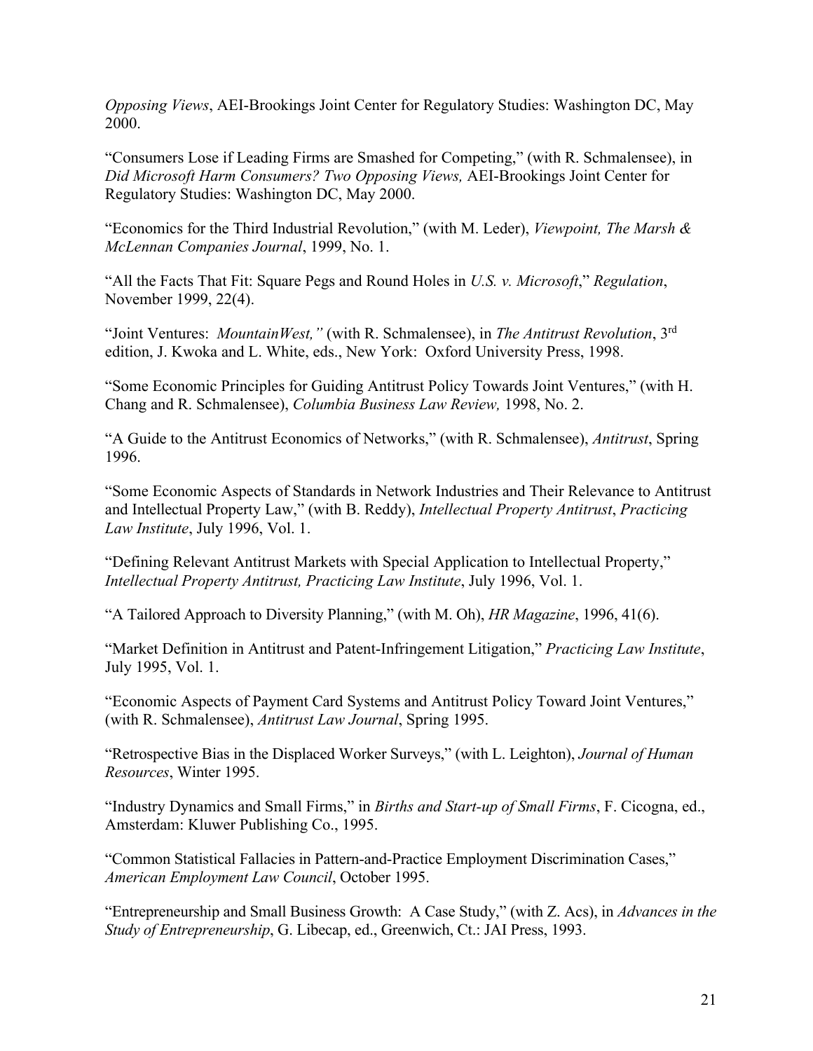*Opposing Views*, AEI-Brookings Joint Center for Regulatory Studies: Washington DC, May 2000.

"Consumers Lose if Leading Firms are Smashed for Competing," (with R. Schmalensee), in *Did Microsoft Harm Consumers? Two Opposing Views,* AEI-Brookings Joint Center for Regulatory Studies: Washington DC, May 2000.

"Economics for the Third Industrial Revolution," (with M. Leder), *Viewpoint, The Marsh & McLennan Companies Journal*, 1999, No. 1.

"All the Facts That Fit: Square Pegs and Round Holes in *U.S. v. Microsoft*," *Regulation*, November 1999, 22(4).

"Joint Ventures: *MountainWest,"* (with R. Schmalensee), in *The Antitrust Revolution*, 3rd edition, J. Kwoka and L. White, eds., New York: Oxford University Press, 1998.

"Some Economic Principles for Guiding Antitrust Policy Towards Joint Ventures," (with H. Chang and R. Schmalensee), *Columbia Business Law Review,* 1998, No. 2.

"A Guide to the Antitrust Economics of Networks," (with R. Schmalensee), *Antitrust*, Spring 1996.

"Some Economic Aspects of Standards in Network Industries and Their Relevance to Antitrust and Intellectual Property Law," (with B. Reddy), *Intellectual Property Antitrust*, *Practicing Law Institute*, July 1996, Vol. 1.

"Defining Relevant Antitrust Markets with Special Application to Intellectual Property," *Intellectual Property Antitrust, Practicing Law Institute*, July 1996, Vol. 1.

"A Tailored Approach to Diversity Planning," (with M. Oh), *HR Magazine*, 1996, 41(6).

"Market Definition in Antitrust and Patent-Infringement Litigation," *Practicing Law Institute*, July 1995, Vol. 1.

"Economic Aspects of Payment Card Systems and Antitrust Policy Toward Joint Ventures," (with R. Schmalensee), *Antitrust Law Journal*, Spring 1995.

"Retrospective Bias in the Displaced Worker Surveys," (with L. Leighton), *Journal of Human Resources*, Winter 1995.

"Industry Dynamics and Small Firms," in *Births and Start-up of Small Firms*, F. Cicogna, ed., Amsterdam: Kluwer Publishing Co., 1995.

"Common Statistical Fallacies in Pattern-and-Practice Employment Discrimination Cases," *American Employment Law Council*, October 1995.

"Entrepreneurship and Small Business Growth: A Case Study," (with Z. Acs), in *Advances in the Study of Entrepreneurship*, G. Libecap, ed., Greenwich, Ct.: JAI Press, 1993.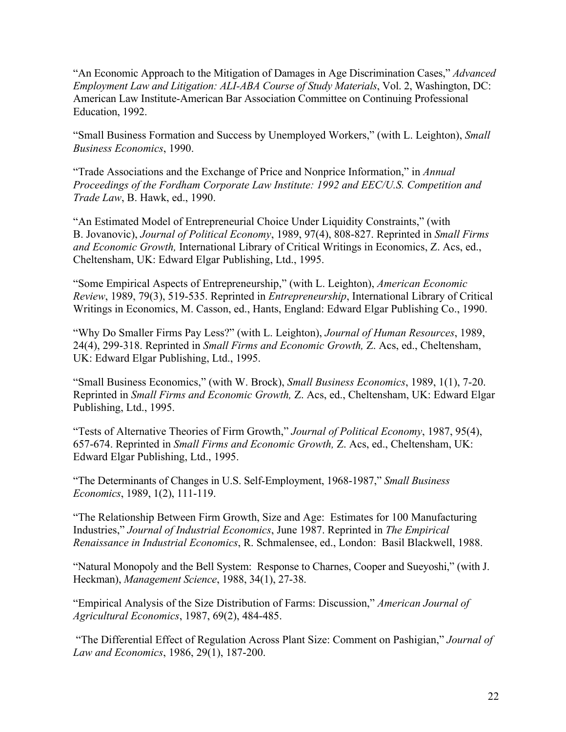"An Economic Approach to the Mitigation of Damages in Age Discrimination Cases," *Advanced Employment Law and Litigation: ALI-ABA Course of Study Materials*, Vol. 2, Washington, DC: American Law Institute-American Bar Association Committee on Continuing Professional Education, 1992.

"Small Business Formation and Success by Unemployed Workers," (with L. Leighton), *Small Business Economics*, 1990.

"Trade Associations and the Exchange of Price and Nonprice Information," in *Annual Proceedings of the Fordham Corporate Law Institute: 1992 and EEC/U.S. Competition and Trade Law*, B. Hawk, ed., 1990.

"An Estimated Model of Entrepreneurial Choice Under Liquidity Constraints," (with B. Jovanovic), *Journal of Political Economy*, 1989, 97(4), 808-827. Reprinted in *Small Firms and Economic Growth,* International Library of Critical Writings in Economics, Z. Acs, ed., Cheltensham, UK: Edward Elgar Publishing, Ltd., 1995.

"Some Empirical Aspects of Entrepreneurship," (with L. Leighton), *American Economic Review*, 1989, 79(3), 519-535. Reprinted in *Entrepreneurship*, International Library of Critical Writings in Economics, M. Casson, ed., Hants, England: Edward Elgar Publishing Co., 1990.

"Why Do Smaller Firms Pay Less?" (with L. Leighton), *Journal of Human Resources*, 1989, 24(4), 299-318. Reprinted in *Small Firms and Economic Growth,* Z. Acs, ed., Cheltensham, UK: Edward Elgar Publishing, Ltd., 1995.

"Small Business Economics," (with W. Brock), *Small Business Economics*, 1989, 1(1), 7-20. Reprinted in *Small Firms and Economic Growth,* Z. Acs, ed., Cheltensham, UK: Edward Elgar Publishing, Ltd., 1995.

"Tests of Alternative Theories of Firm Growth," *Journal of Political Economy*, 1987, 95(4), 657-674. Reprinted in *Small Firms and Economic Growth,* Z. Acs, ed., Cheltensham, UK: Edward Elgar Publishing, Ltd., 1995.

"The Determinants of Changes in U.S. Self-Employment, 1968-1987," *Small Business Economics*, 1989, 1(2), 111-119.

"The Relationship Between Firm Growth, Size and Age: Estimates for 100 Manufacturing Industries," *Journal of Industrial Economics*, June 1987. Reprinted in *The Empirical Renaissance in Industrial Economics*, R. Schmalensee, ed., London: Basil Blackwell, 1988.

"Natural Monopoly and the Bell System: Response to Charnes, Cooper and Sueyoshi," (with J. Heckman), *Management Science*, 1988, 34(1), 27-38.

"Empirical Analysis of the Size Distribution of Farms: Discussion," *American Journal of Agricultural Economics*, 1987, 69(2), 484-485.

"The Differential Effect of Regulation Across Plant Size: Comment on Pashigian," *Journal of Law and Economics*, 1986, 29(1), 187-200.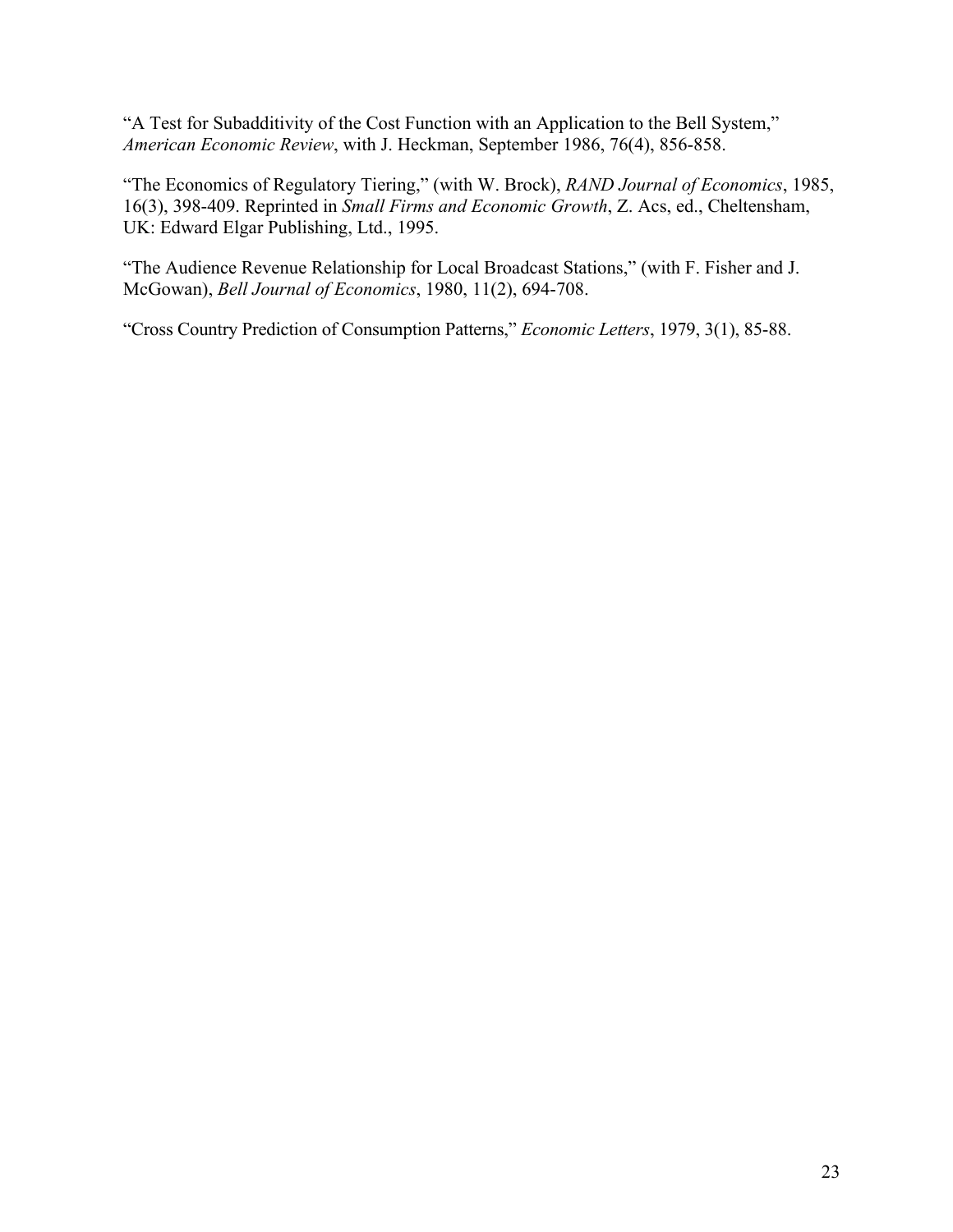"A Test for Subadditivity of the Cost Function with an Application to the Bell System," *American Economic Review*, with J. Heckman, September 1986, 76(4), 856-858.

"The Economics of Regulatory Tiering," (with W. Brock), *RAND Journal of Economics*, 1985, 16(3), 398-409. Reprinted in *Small Firms and Economic Growth*, Z. Acs, ed., Cheltensham, UK: Edward Elgar Publishing, Ltd., 1995.

"The Audience Revenue Relationship for Local Broadcast Stations," (with F. Fisher and J. McGowan), *Bell Journal of Economics*, 1980, 11(2), 694-708.

"Cross Country Prediction of Consumption Patterns," *Economic Letters*, 1979, 3(1), 85-88.